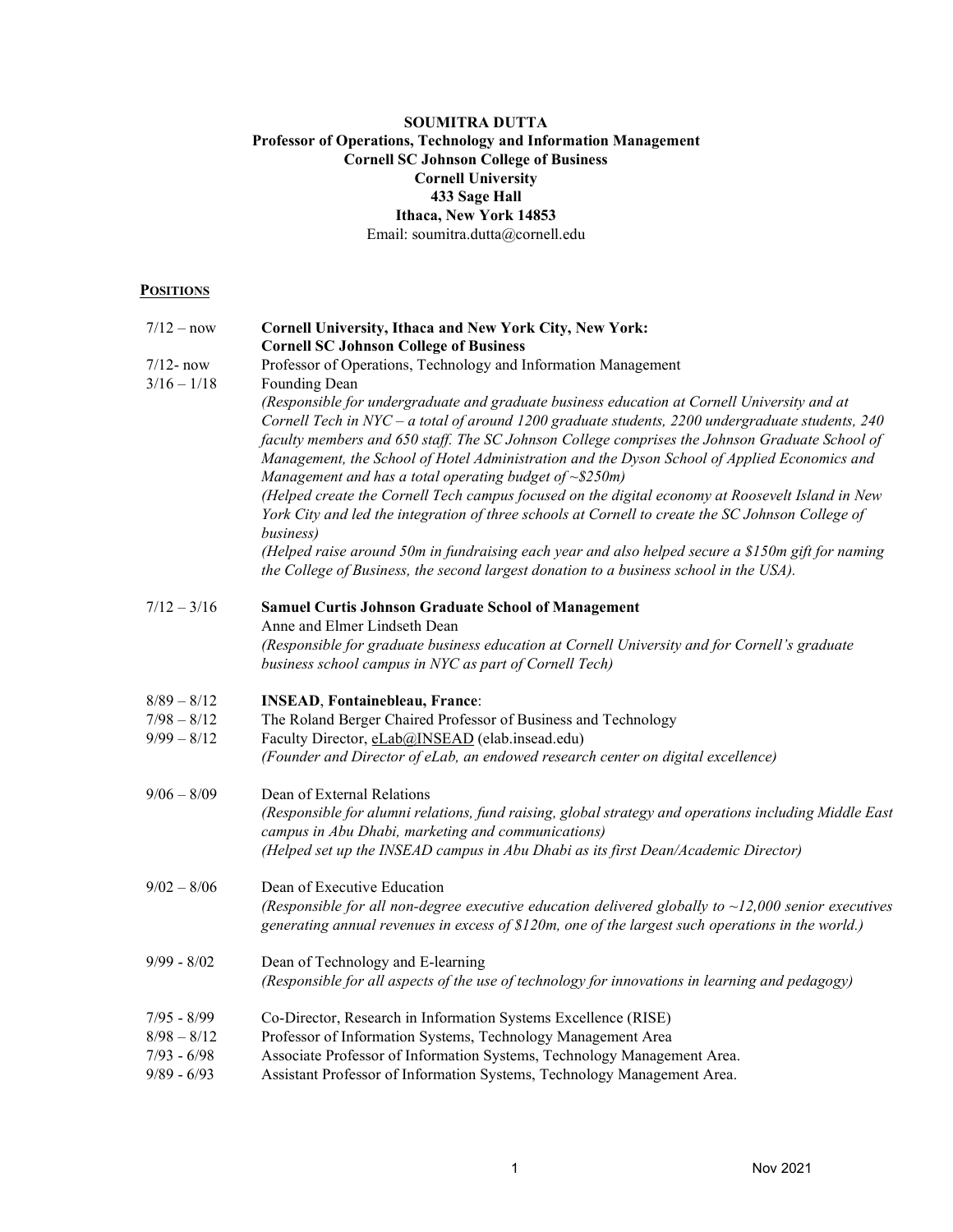**SOUMITRA DUTTA**
**Professor of Operations, Technology and Information Management**
**Cornell SC Johnson College of Business**
**Cornell University**
**433 Sage Hall**
**Ithaca, New York 14853**
Email: soumitra.dutta@cornell.edu

## POSITIONS

| | |
|---|---|
| 7/12 – now | **Cornell University, Ithaca and New York City, New York:** **Cornell SC Johnson College of Business** |
| 7/12- now | Professor of Operations, Technology and Information Management |
| 3/16 – 1/18 | Founding Dean *(Responsible for undergraduate and graduate business education at Cornell University and at Cornell Tech in NYC – a total of around 1200 graduate students, 2200 undergraduate students, 240 faculty members and 650 staff. The SC Johnson College comprises the Johnson Graduate School of Management, the School of Hotel Administration and the Dyson School of Applied Economics and Management and has a total operating budget of ~$250m)* *(Helped create the Cornell Tech campus focused on the digital economy at Roosevelt Island in New York City and led the integration of three schools at Cornell to create the SC Johnson College of business)* *(Helped raise around 50m in fundraising each year and also helped secure a $150m gift for naming the College of Business, the second largest donation to a business school in the USA).* |
| 7/12 – 3/16 | **Samuel Curtis Johnson Graduate School of Management** Anne and Elmer Lindseth Dean *(Responsible for graduate business education at Cornell University and for Cornell's graduate business school campus in NYC as part of Cornell Tech)* |
| 8/89 – 8/12 | **INSEAD**, **Fontainebleau, France**: |
| 7/98 – 8/12 | The Roland Berger Chaired Professor of Business and Technology |
| 9/99 – 8/12 | Faculty Director, eLab@INSEAD (elab.insead.edu) *(Founder and Director of eLab, an endowed research center on digital excellence)* |
| 9/06 – 8/09 | Dean of External Relations *(Responsible for alumni relations, fund raising, global strategy and operations including Middle East campus in Abu Dhabi, marketing and communications)* *(Helped set up the INSEAD campus in Abu Dhabi as its first Dean/Academic Director)* |
| 9/02 – 8/06 | Dean of Executive Education *(Responsible for all non-degree executive education delivered globally to ~12,000 senior executives generating annual revenues in excess of $120m, one of the largest such operations in the world.)* |
| 9/99 - 8/02 | Dean of Technology and E-learning *(Responsible for all aspects of the use of technology for innovations in learning and pedagogy)* |
| 7/95 - 8/99 | Co-Director, Research in Information Systems Excellence (RISE) |
| 8/98 – 8/12 | Professor of Information Systems, Technology Management Area |
| 7/93 - 6/98 | Associate Professor of Information Systems, Technology Management Area. |
| 9/89 - 6/93 | Assistant Professor of Information Systems, Technology Management Area. |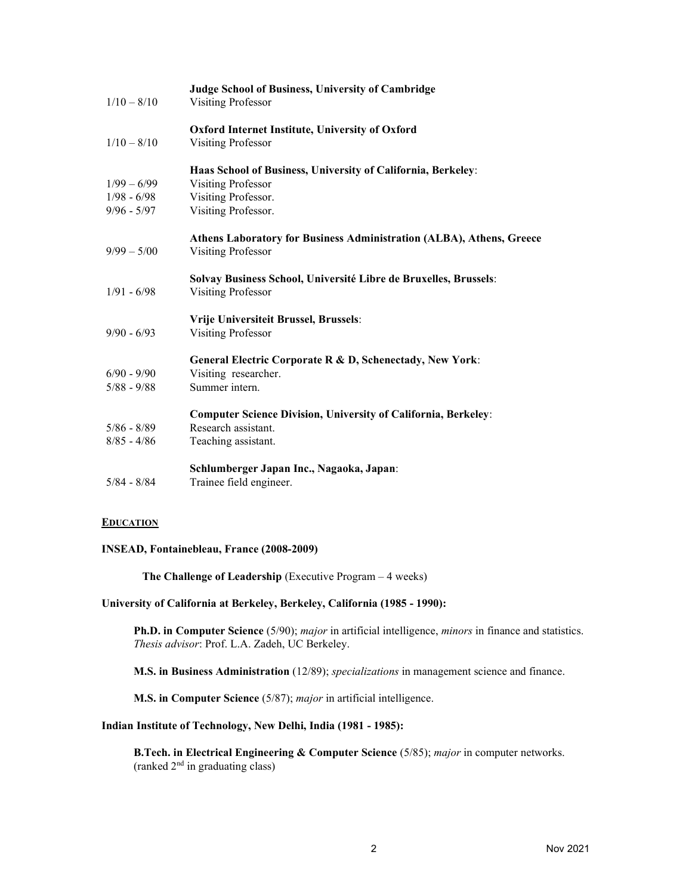| | |
|---|---|
| | **Judge School of Business, University of Cambridge** |
| 1/10 – 8/10 | Visiting Professor |
| | **Oxford Internet Institute, University of Oxford** |
| 1/10 – 8/10 | Visiting Professor |
| | **Haas School of Business, University of California, Berkeley**: |
| 1/99 – 6/99 | Visiting Professor |
| 1/98 - 6/98 | Visiting Professor. |
| 9/96 - 5/97 | Visiting Professor. |
| | **Athens Laboratory for Business Administration (ALBA), Athens, Greece** |
| 9/99 – 5/00 | Visiting Professor |
| | **Solvay Business School, Université Libre de Bruxelles, Brussels**: |
| 1/91 - 6/98 | Visiting Professor |
| | **Vrije Universiteit Brussel, Brussels**: |
| 9/90 - 6/93 | Visiting Professor |
| | **General Electric Corporate R & D, Schenectady, New York**: |
| 6/90 - 9/90 | Visiting researcher. |
| 5/88 - 9/88 | Summer intern. |
| | **Computer Science Division, University of California, Berkeley**: |
| 5/86 - 8/89 | Research assistant. |
| 8/85 - 4/86 | Teaching assistant. |
| | **Schlumberger Japan Inc., Nagaoka, Japan**: |
| 5/84 - 8/84 | Trainee field engineer. |

## EDUCATION

**INSEAD, Fontainebleau, France (2008-2009)**

**The Challenge of Leadership** (Executive Program – 4 weeks)

**University of California at Berkeley, Berkeley, California (1985 - 1990):**

**Ph.D. in Computer Science** (5/90); *major* in artificial intelligence, *minors* in finance and statistics. *Thesis advisor*: Prof. L.A. Zadeh, UC Berkeley.

**M.S. in Business Administration** (12/89); *specializations* in management science and finance.

**M.S. in Computer Science** (5/87); *major* in artificial intelligence.

**Indian Institute of Technology, New Delhi, India (1981 - 1985):**

**B.Tech. in Electrical Engineering & Computer Science** (5/85); *major* in computer networks. (ranked 2nd in graduating class)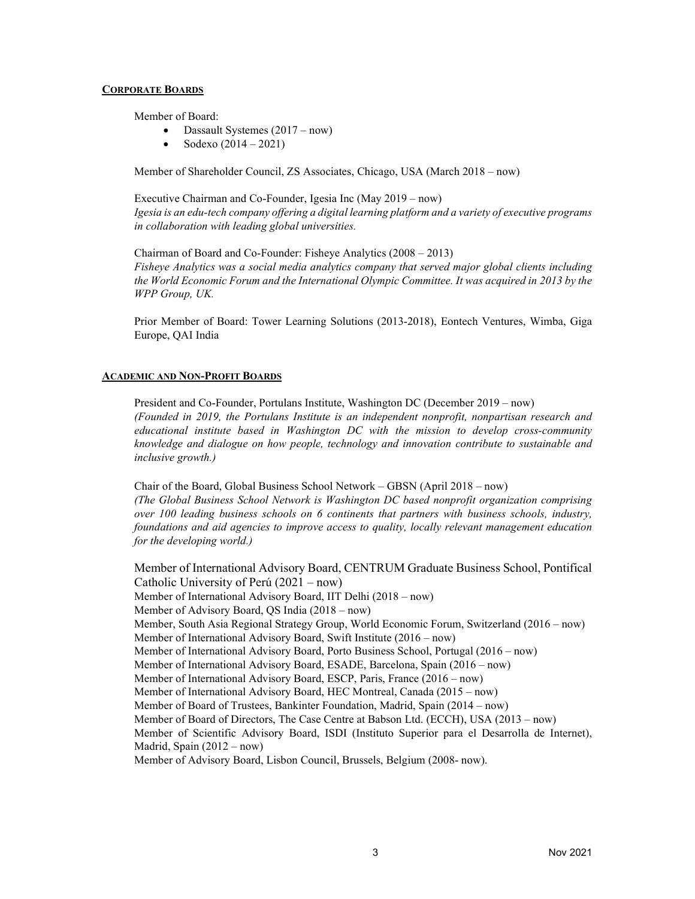## CORPORATE BOARDS

Member of Board:

- Dassault Systemes (2017 – now)
- Sodexo (2014 – 2021)

Member of Shareholder Council, ZS Associates, Chicago, USA (March 2018 – now)

Executive Chairman and Co-Founder, Igesia Inc (May 2019 – now)
*Igesia is an edu-tech company offering a digital learning platform and a variety of executive programs in collaboration with leading global universities.*

Chairman of Board and Co-Founder: Fisheye Analytics (2008 – 2013)
*Fisheye Analytics was a social media analytics company that served major global clients including the World Economic Forum and the International Olympic Committee. It was acquired in 2013 by the WPP Group, UK.*

Prior Member of Board: Tower Learning Solutions (2013-2018), Eontech Ventures, Wimba, Giga Europe, QAI India

## ACADEMIC AND NON-PROFIT BOARDS

President and Co-Founder, Portulans Institute, Washington DC (December 2019 – now)
*(Founded in 2019, the Portulans Institute is an independent nonprofit, nonpartisan research and educational institute based in Washington DC with the mission to develop cross-community knowledge and dialogue on how people, technology and innovation contribute to sustainable and inclusive growth.)*

Chair of the Board, Global Business School Network – GBSN (April 2018 – now)
*(The Global Business School Network is Washington DC based nonprofit organization comprising over 100 leading business schools on 6 continents that partners with business schools, industry, foundations and aid agencies to improve access to quality, locally relevant management education for the developing world.)*

Member of International Advisory Board, CENTRUM Graduate Business School, Pontifical Catholic University of Perú (2021 – now)
Member of International Advisory Board, IIT Delhi (2018 – now)
Member of Advisory Board, QS India (2018 – now)
Member, South Asia Regional Strategy Group, World Economic Forum, Switzerland (2016 – now)
Member of International Advisory Board, Swift Institute (2016 – now)
Member of International Advisory Board, Porto Business School, Portugal (2016 – now)
Member of International Advisory Board, ESADE, Barcelona, Spain (2016 – now)
Member of International Advisory Board, ESCP, Paris, France (2016 – now)
Member of International Advisory Board, HEC Montreal, Canada (2015 – now)
Member of Board of Trustees, Bankinter Foundation, Madrid, Spain (2014 – now)
Member of Board of Directors, The Case Centre at Babson Ltd. (ECCH), USA (2013 – now)
Member of Scientific Advisory Board, ISDI (Instituto Superior para el Desarrolla de Internet), Madrid, Spain (2012 – now)
Member of Advisory Board, Lisbon Council, Brussels, Belgium (2008- now).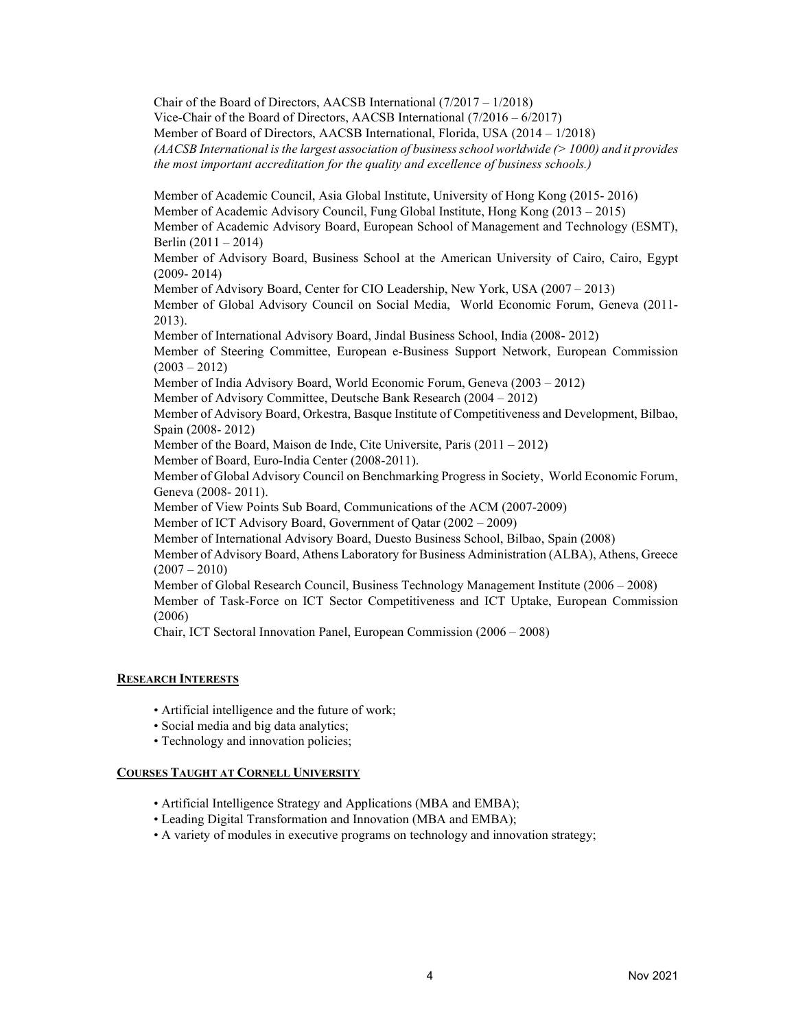Chair of the Board of Directors, AACSB International (7/2017 – 1/2018)
Vice-Chair of the Board of Directors, AACSB International (7/2016 – 6/2017)
Member of Board of Directors, AACSB International, Florida, USA (2014 – 1/2018)
*(AACSB International is the largest association of business school worldwide (> 1000) and it provides the most important accreditation for the quality and excellence of business schools.)*

Member of Academic Council, Asia Global Institute, University of Hong Kong (2015- 2016)
Member of Academic Advisory Council, Fung Global Institute, Hong Kong (2013 – 2015)
Member of Academic Advisory Board, European School of Management and Technology (ESMT), Berlin (2011 – 2014)
Member of Advisory Board, Business School at the American University of Cairo, Cairo, Egypt (2009- 2014)
Member of Advisory Board, Center for CIO Leadership, New York, USA (2007 – 2013)
Member of Global Advisory Council on Social Media, World Economic Forum, Geneva (2011-2013).
Member of International Advisory Board, Jindal Business School, India (2008- 2012)
Member of Steering Committee, European e-Business Support Network, European Commission (2003 – 2012)
Member of India Advisory Board, World Economic Forum, Geneva (2003 – 2012)
Member of Advisory Committee, Deutsche Bank Research (2004 – 2012)
Member of Advisory Board, Orkestra, Basque Institute of Competitiveness and Development, Bilbao, Spain (2008- 2012)
Member of the Board, Maison de Inde, Cite Universite, Paris (2011 – 2012)
Member of Board, Euro-India Center (2008-2011).
Member of Global Advisory Council on Benchmarking Progress in Society, World Economic Forum, Geneva (2008- 2011).
Member of View Points Sub Board, Communications of the ACM (2007-2009)
Member of ICT Advisory Board, Government of Qatar (2002 – 2009)
Member of International Advisory Board, Duesto Business School, Bilbao, Spain (2008)
Member of Advisory Board, Athens Laboratory for Business Administration (ALBA), Athens, Greece (2007 – 2010)
Member of Global Research Council, Business Technology Management Institute (2006 – 2008)
Member of Task-Force on ICT Sector Competitiveness and ICT Uptake, European Commission (2006)
Chair, ICT Sectoral Innovation Panel, European Commission (2006 – 2008)

## RESEARCH INTERESTS

- Artificial intelligence and the future of work;
- Social media and big data analytics;
- Technology and innovation policies;

## COURSES TAUGHT AT CORNELL UNIVERSITY

- Artificial Intelligence Strategy and Applications (MBA and EMBA);
- Leading Digital Transformation and Innovation (MBA and EMBA);
- A variety of modules in executive programs on technology and innovation strategy;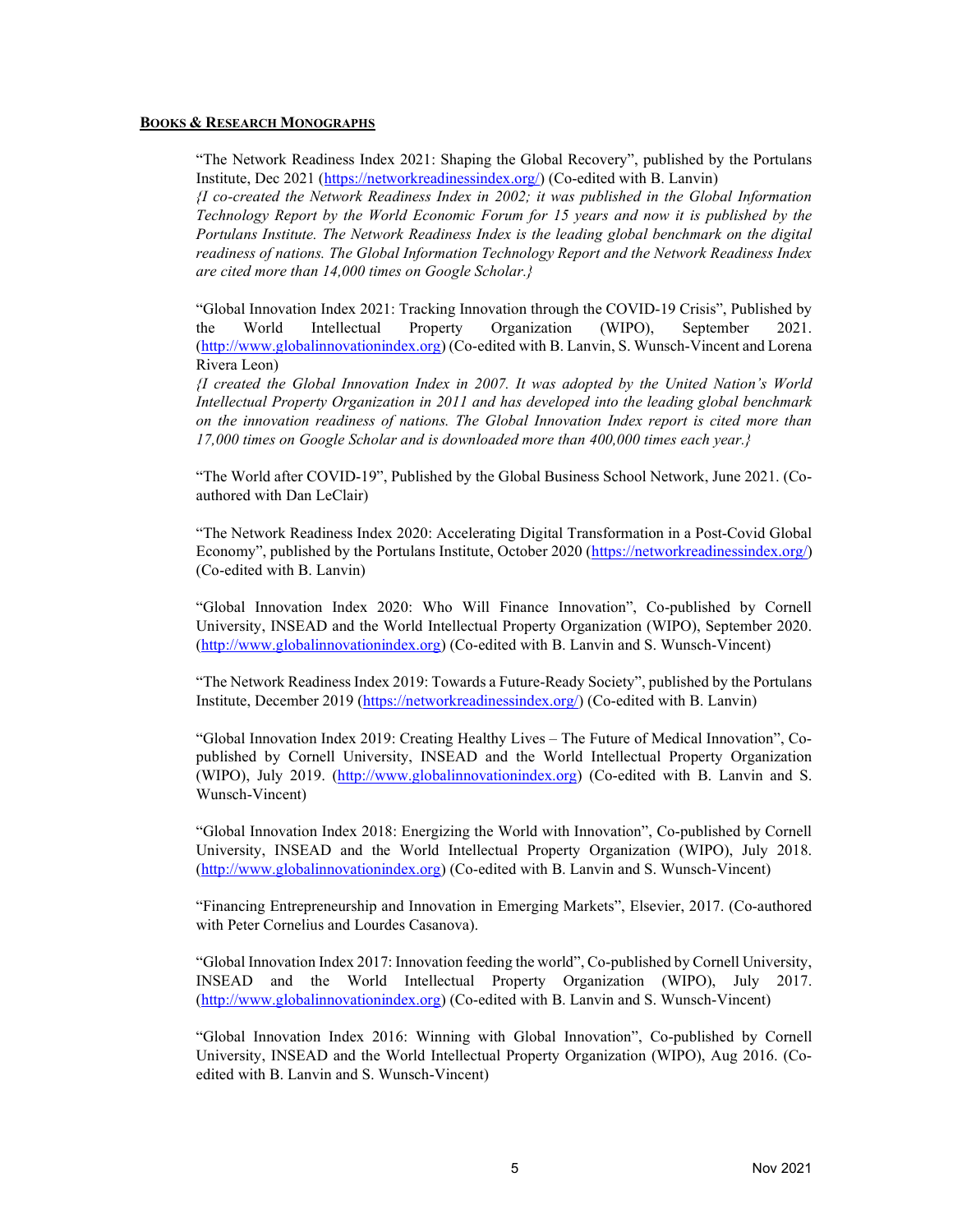## BOOKS & RESEARCH MONOGRAPHS

"The Network Readiness Index 2021: Shaping the Global Recovery", published by the Portulans Institute, Dec 2021 (https://networkreadinessindex.org/) (Co-edited with B. Lanvin)
*{I co-created the Network Readiness Index in 2002; it was published in the Global Information Technology Report by the World Economic Forum for 15 years and now it is published by the Portulans Institute. The Network Readiness Index is the leading global benchmark on the digital readiness of nations. The Global Information Technology Report and the Network Readiness Index are cited more than 14,000 times on Google Scholar.}*

"Global Innovation Index 2021: Tracking Innovation through the COVID-19 Crisis", Published by the World Intellectual Property Organization (WIPO), September 2021. (http://www.globalinnovationindex.org) (Co-edited with B. Lanvin, S. Wunsch-Vincent and Lorena Rivera Leon)
*{I created the Global Innovation Index in 2007. It was adopted by the United Nation's World Intellectual Property Organization in 2011 and has developed into the leading global benchmark on the innovation readiness of nations. The Global Innovation Index report is cited more than 17,000 times on Google Scholar and is downloaded more than 400,000 times each year.}*

"The World after COVID-19", Published by the Global Business School Network, June 2021. (Co-authored with Dan LeClair)

"The Network Readiness Index 2020: Accelerating Digital Transformation in a Post-Covid Global Economy", published by the Portulans Institute, October 2020 (https://networkreadinessindex.org/) (Co-edited with B. Lanvin)

"Global Innovation Index 2020: Who Will Finance Innovation", Co-published by Cornell University, INSEAD and the World Intellectual Property Organization (WIPO), September 2020. (http://www.globalinnovationindex.org) (Co-edited with B. Lanvin and S. Wunsch-Vincent)

"The Network Readiness Index 2019: Towards a Future-Ready Society", published by the Portulans Institute, December 2019 (https://networkreadinessindex.org/) (Co-edited with B. Lanvin)

"Global Innovation Index 2019: Creating Healthy Lives – The Future of Medical Innovation", Co-published by Cornell University, INSEAD and the World Intellectual Property Organization (WIPO), July 2019. (http://www.globalinnovationindex.org) (Co-edited with B. Lanvin and S. Wunsch-Vincent)

"Global Innovation Index 2018: Energizing the World with Innovation", Co-published by Cornell University, INSEAD and the World Intellectual Property Organization (WIPO), July 2018. (http://www.globalinnovationindex.org) (Co-edited with B. Lanvin and S. Wunsch-Vincent)

"Financing Entrepreneurship and Innovation in Emerging Markets", Elsevier, 2017. (Co-authored with Peter Cornelius and Lourdes Casanova).

"Global Innovation Index 2017: Innovation feeding the world", Co-published by Cornell University, INSEAD and the World Intellectual Property Organization (WIPO), July 2017. (http://www.globalinnovationindex.org) (Co-edited with B. Lanvin and S. Wunsch-Vincent)

"Global Innovation Index 2016: Winning with Global Innovation", Co-published by Cornell University, INSEAD and the World Intellectual Property Organization (WIPO), Aug 2016. (Co-edited with B. Lanvin and S. Wunsch-Vincent)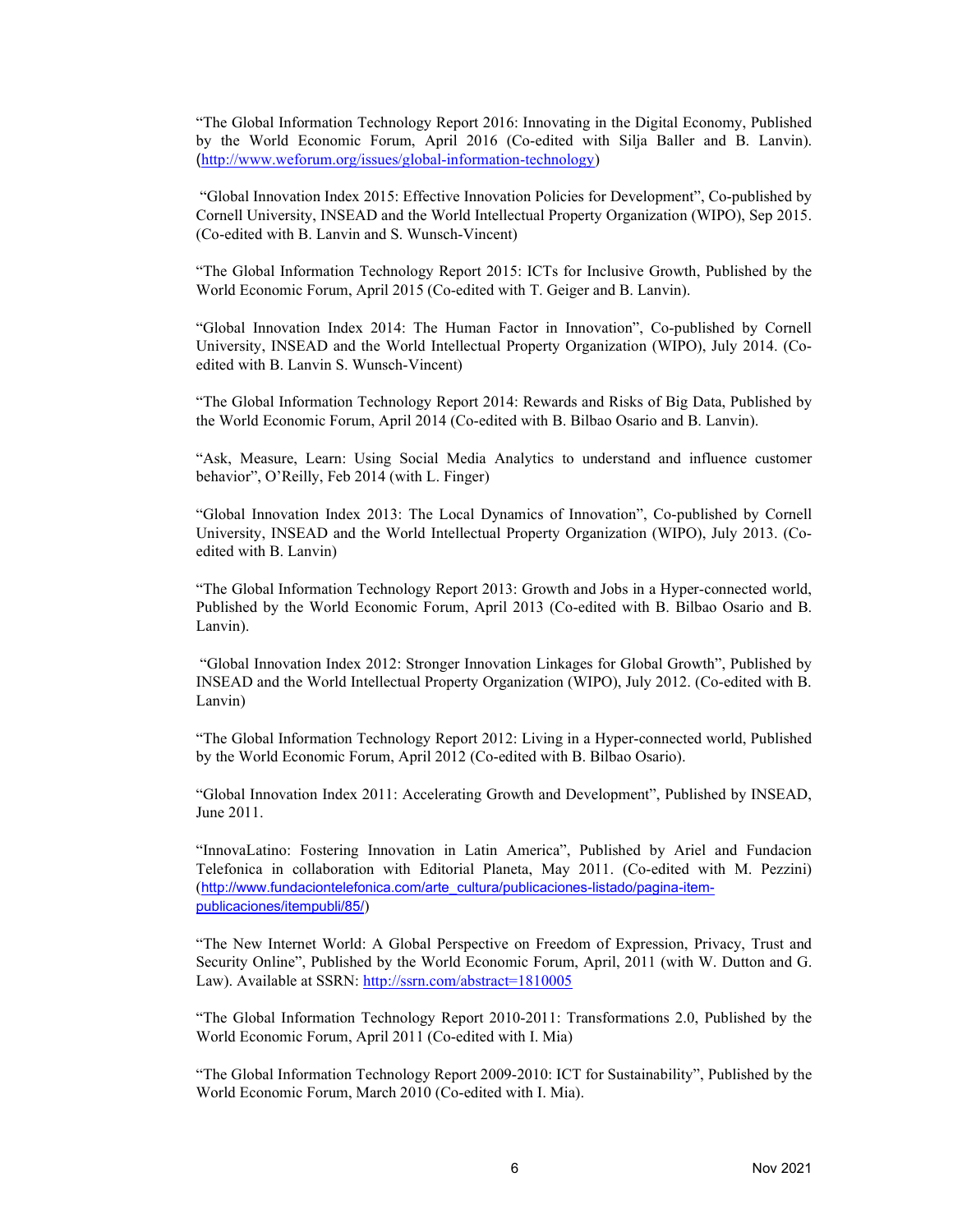"The Global Information Technology Report 2016: Innovating in the Digital Economy, Published by the World Economic Forum, April 2016 (Co-edited with Silja Baller and B. Lanvin). (http://www.weforum.org/issues/global-information-technology)

"Global Innovation Index 2015: Effective Innovation Policies for Development", Co-published by Cornell University, INSEAD and the World Intellectual Property Organization (WIPO), Sep 2015. (Co-edited with B. Lanvin and S. Wunsch-Vincent)

"The Global Information Technology Report 2015: ICTs for Inclusive Growth, Published by the World Economic Forum, April 2015 (Co-edited with T. Geiger and B. Lanvin).

"Global Innovation Index 2014: The Human Factor in Innovation", Co-published by Cornell University, INSEAD and the World Intellectual Property Organization (WIPO), July 2014. (Co-edited with B. Lanvin S. Wunsch-Vincent)

"The Global Information Technology Report 2014: Rewards and Risks of Big Data, Published by the World Economic Forum, April 2014 (Co-edited with B. Bilbao Osario and B. Lanvin).

"Ask, Measure, Learn: Using Social Media Analytics to understand and influence customer behavior", O'Reilly, Feb 2014 (with L. Finger)

"Global Innovation Index 2013: The Local Dynamics of Innovation", Co-published by Cornell University, INSEAD and the World Intellectual Property Organization (WIPO), July 2013. (Co-edited with B. Lanvin)

"The Global Information Technology Report 2013: Growth and Jobs in a Hyper-connected world, Published by the World Economic Forum, April 2013 (Co-edited with B. Bilbao Osario and B. Lanvin).

"Global Innovation Index 2012: Stronger Innovation Linkages for Global Growth", Published by INSEAD and the World Intellectual Property Organization (WIPO), July 2012. (Co-edited with B. Lanvin)

"The Global Information Technology Report 2012: Living in a Hyper-connected world, Published by the World Economic Forum, April 2012 (Co-edited with B. Bilbao Osario).

"Global Innovation Index 2011: Accelerating Growth and Development", Published by INSEAD, June 2011.

"InnovaLatino: Fostering Innovation in Latin America", Published by Ariel and Fundacion Telefonica in collaboration with Editorial Planeta, May 2011. (Co-edited with M. Pezzini) (http://www.fundaciontelefonica.com/arte_cultura/publicaciones-listado/pagina-item-publicaciones/itempubli/85/)

"The New Internet World: A Global Perspective on Freedom of Expression, Privacy, Trust and Security Online", Published by the World Economic Forum, April, 2011 (with W. Dutton and G. Law). Available at SSRN: http://ssrn.com/abstract=1810005

"The Global Information Technology Report 2010-2011: Transformations 2.0, Published by the World Economic Forum, April 2011 (Co-edited with I. Mia)

"The Global Information Technology Report 2009-2010: ICT for Sustainability", Published by the World Economic Forum, March 2010 (Co-edited with I. Mia).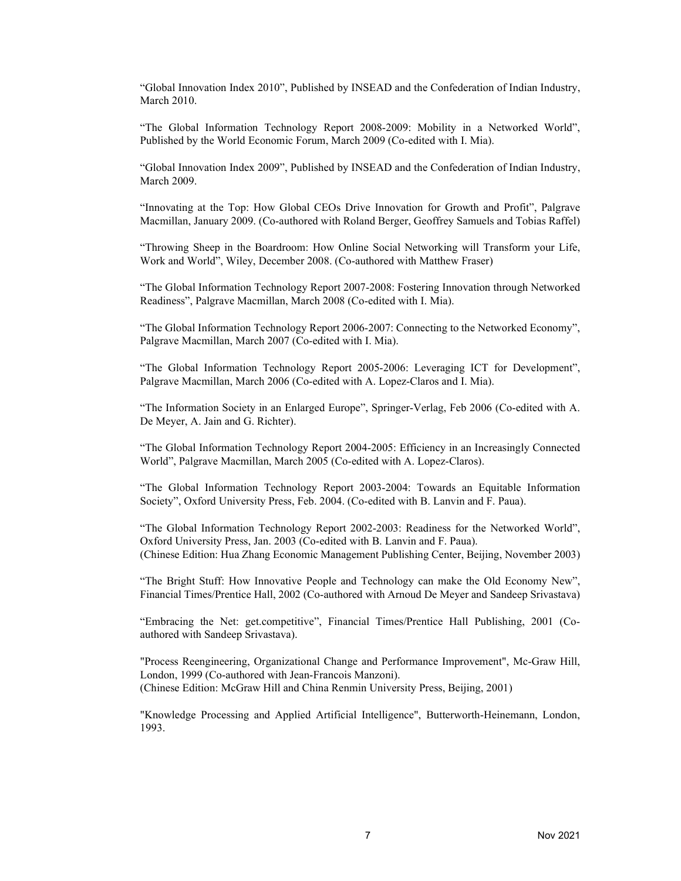“Global Innovation Index 2010”, Published by INSEAD and the Confederation of Indian Industry, March 2010.

“The Global Information Technology Report 2008-2009: Mobility in a Networked World”, Published by the World Economic Forum, March 2009 (Co-edited with I. Mia).

“Global Innovation Index 2009”, Published by INSEAD and the Confederation of Indian Industry, March 2009.

“Innovating at the Top: How Global CEOs Drive Innovation for Growth and Profit”, Palgrave Macmillan, January 2009. (Co-authored with Roland Berger, Geoffrey Samuels and Tobias Raffel)

“Throwing Sheep in the Boardroom: How Online Social Networking will Transform your Life, Work and World”, Wiley, December 2008. (Co-authored with Matthew Fraser)

“The Global Information Technology Report 2007-2008: Fostering Innovation through Networked Readiness”, Palgrave Macmillan, March 2008 (Co-edited with I. Mia).

“The Global Information Technology Report 2006-2007: Connecting to the Networked Economy”, Palgrave Macmillan, March 2007 (Co-edited with I. Mia).

“The Global Information Technology Report 2005-2006: Leveraging ICT for Development”, Palgrave Macmillan, March 2006 (Co-edited with A. Lopez-Claros and I. Mia).

“The Information Society in an Enlarged Europe”, Springer-Verlag, Feb 2006 (Co-edited with A. De Meyer, A. Jain and G. Richter).

“The Global Information Technology Report 2004-2005: Efficiency in an Increasingly Connected World”, Palgrave Macmillan, March 2005 (Co-edited with A. Lopez-Claros).

“The Global Information Technology Report 2003-2004: Towards an Equitable Information Society”, Oxford University Press, Feb. 2004. (Co-edited with B. Lanvin and F. Paua).

“The Global Information Technology Report 2002-2003: Readiness for the Networked World”, Oxford University Press, Jan. 2003 (Co-edited with B. Lanvin and F. Paua).
(Chinese Edition: Hua Zhang Economic Management Publishing Center, Beijing, November 2003)

“The Bright Stuff: How Innovative People and Technology can make the Old Economy New”, Financial Times/Prentice Hall, 2002 (Co-authored with Arnoud De Meyer and Sandeep Srivastava)

“Embracing the Net: get.competitive”, Financial Times/Prentice Hall Publishing, 2001 (Co-authored with Sandeep Srivastava).

"Process Reengineering, Organizational Change and Performance Improvement", Mc-Graw Hill, London, 1999 (Co-authored with Jean-Francois Manzoni).
(Chinese Edition: McGraw Hill and China Renmin University Press, Beijing, 2001)

"Knowledge Processing and Applied Artificial Intelligence", Butterworth-Heinemann, London, 1993.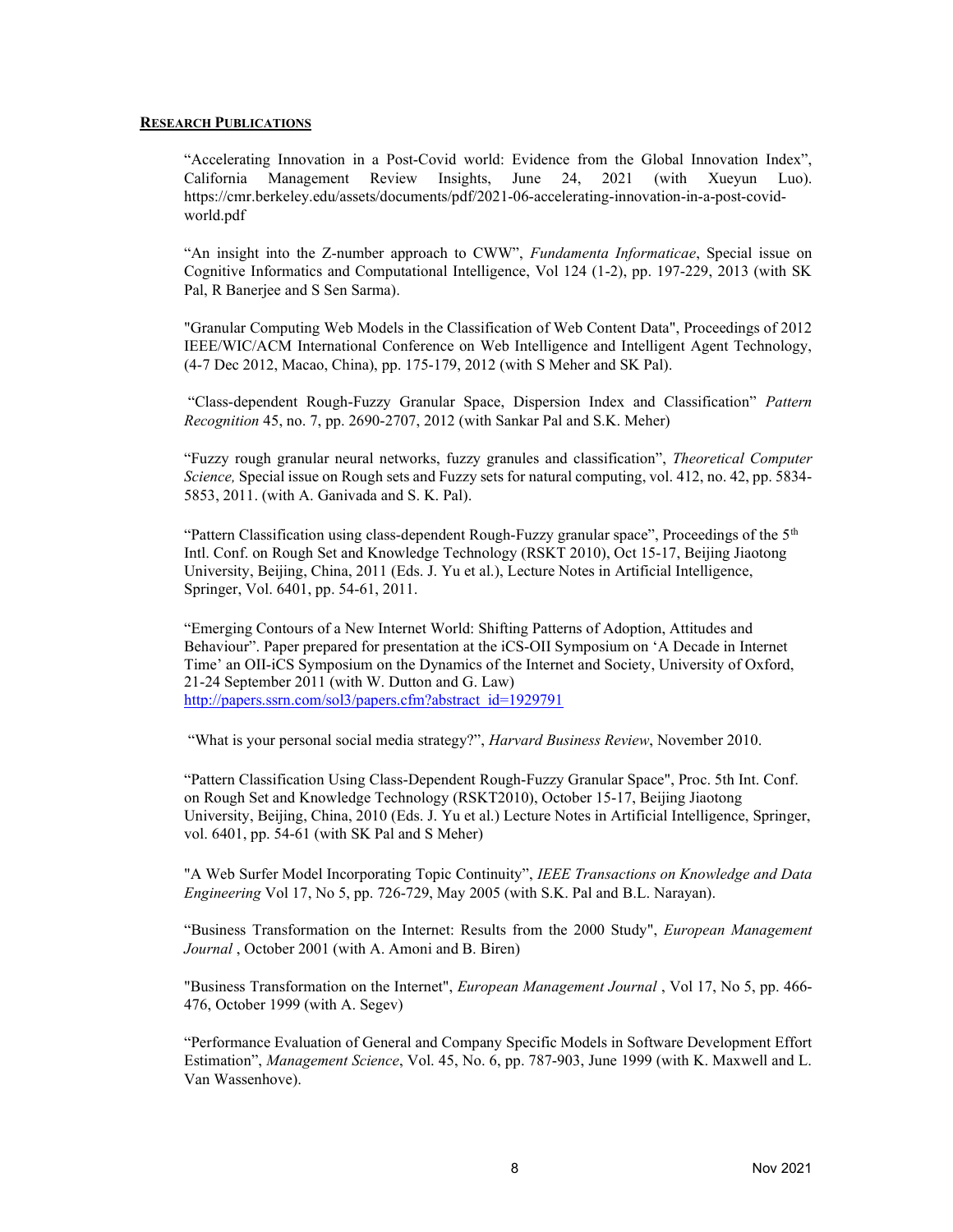## RESEARCH PUBLICATIONS

"Accelerating Innovation in a Post-Covid world: Evidence from the Global Innovation Index", California Management Review Insights, June 24, 2021 (with Xueyun Luo). https://cmr.berkeley.edu/assets/documents/pdf/2021-06-accelerating-innovation-in-a-post-covid-world.pdf

"An insight into the Z-number approach to CWW", *Fundamenta Informaticae*, Special issue on Cognitive Informatics and Computational Intelligence, Vol 124 (1-2), pp. 197-229, 2013 (with SK Pal, R Banerjee and S Sen Sarma).

"Granular Computing Web Models in the Classification of Web Content Data", Proceedings of 2012 IEEE/WIC/ACM International Conference on Web Intelligence and Intelligent Agent Technology, (4-7 Dec 2012, Macao, China), pp. 175-179, 2012 (with S Meher and SK Pal).

"Class-dependent Rough-Fuzzy Granular Space, Dispersion Index and Classification" *Pattern Recognition* 45, no. 7, pp. 2690-2707, 2012 (with Sankar Pal and S.K. Meher)

"Fuzzy rough granular neural networks, fuzzy granules and classification", *Theoretical Computer Science,* Special issue on Rough sets and Fuzzy sets for natural computing, vol. 412, no. 42, pp. 5834-5853, 2011. (with A. Ganivada and S. K. Pal).

"Pattern Classification using class-dependent Rough-Fuzzy granular space", Proceedings of the 5th Intl. Conf. on Rough Set and Knowledge Technology (RSKT 2010), Oct 15-17, Beijing Jiaotong University, Beijing, China, 2011 (Eds. J. Yu et al.), Lecture Notes in Artificial Intelligence, Springer, Vol. 6401, pp. 54-61, 2011.

"Emerging Contours of a New Internet World: Shifting Patterns of Adoption, Attitudes and Behaviour". Paper prepared for presentation at the iCS-OII Symposium on 'A Decade in Internet Time' an OII-iCS Symposium on the Dynamics of the Internet and Society, University of Oxford, 21-24 September 2011 (with W. Dutton and G. Law) http://papers.ssrn.com/sol3/papers.cfm?abstract_id=1929791

"What is your personal social media strategy?", *Harvard Business Review*, November 2010.

"Pattern Classification Using Class-Dependent Rough-Fuzzy Granular Space", Proc. 5th Int. Conf. on Rough Set and Knowledge Technology (RSKT2010), October 15-17, Beijing Jiaotong University, Beijing, China, 2010 (Eds. J. Yu et al.) Lecture Notes in Artificial Intelligence, Springer, vol. 6401, pp. 54-61 (with SK Pal and S Meher)

"A Web Surfer Model Incorporating Topic Continuity", *IEEE Transactions on Knowledge and Data Engineering* Vol 17, No 5, pp. 726-729, May 2005 (with S.K. Pal and B.L. Narayan).

"Business Transformation on the Internet: Results from the 2000 Study", *European Management Journal* , October 2001 (with A. Amoni and B. Biren)

"Business Transformation on the Internet", *European Management Journal* , Vol 17, No 5, pp. 466-476, October 1999 (with A. Segev)

"Performance Evaluation of General and Company Specific Models in Software Development Effort Estimation", *Management Science*, Vol. 45, No. 6, pp. 787-903, June 1999 (with K. Maxwell and L. Van Wassenhove).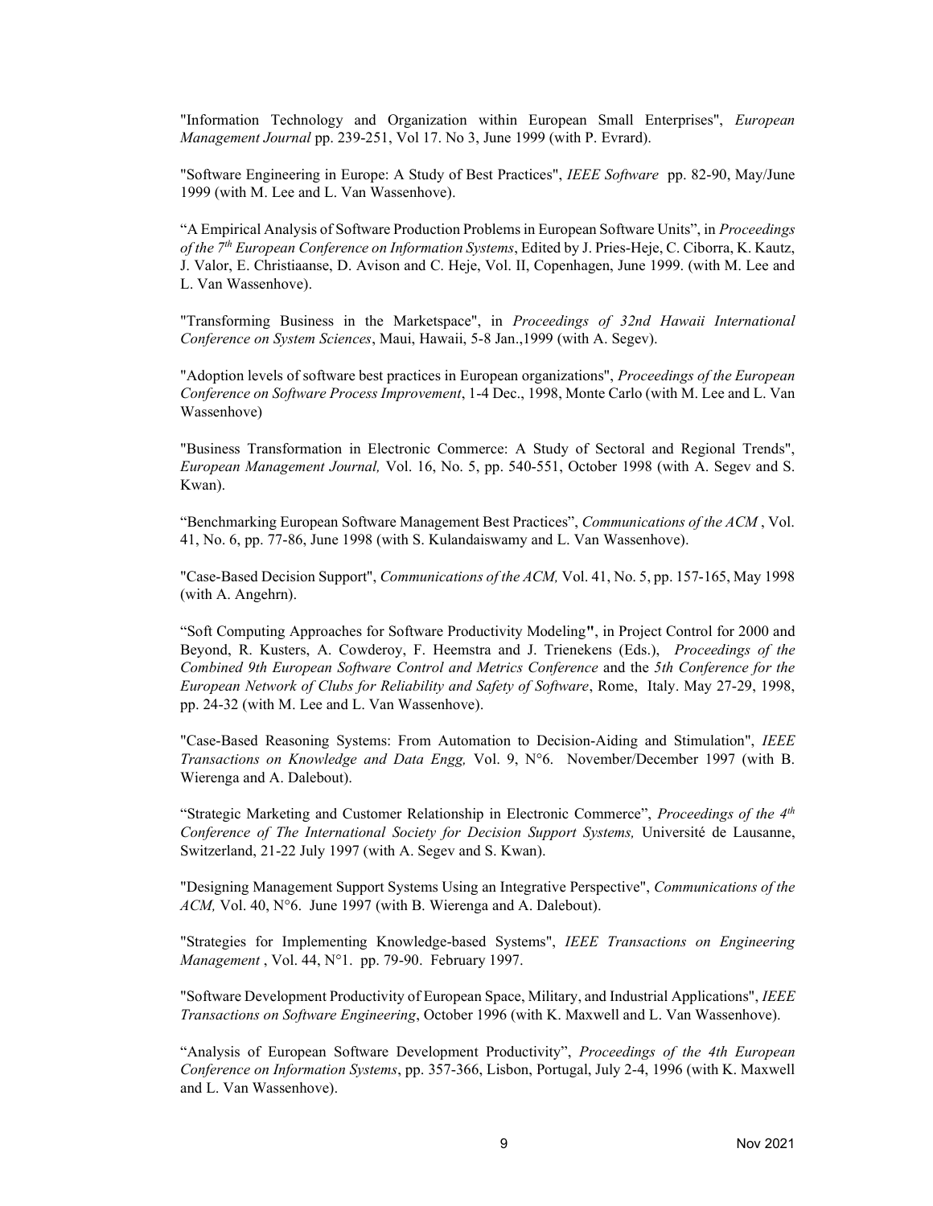"Information Technology and Organization within European Small Enterprises", *European Management Journal* pp. 239-251, Vol 17. No 3, June 1999 (with P. Evrard).

"Software Engineering in Europe: A Study of Best Practices", *IEEE Software* pp. 82-90, May/June 1999 (with M. Lee and L. Van Wassenhove).

"A Empirical Analysis of Software Production Problems in European Software Units", in *Proceedings of the 7th European Conference on Information Systems*, Edited by J. Pries-Heje, C. Ciborra, K. Kautz, J. Valor, E. Christiaanse, D. Avison and C. Heje, Vol. II, Copenhagen, June 1999. (with M. Lee and L. Van Wassenhove).

"Transforming Business in the Marketspace", in *Proceedings of 32nd Hawaii International Conference on System Sciences*, Maui, Hawaii, 5-8 Jan.,1999 (with A. Segev).

"Adoption levels of software best practices in European organizations", *Proceedings of the European Conference on Software Process Improvement*, 1-4 Dec., 1998, Monte Carlo (with M. Lee and L. Van Wassenhove)

"Business Transformation in Electronic Commerce: A Study of Sectoral and Regional Trends", *European Management Journal,* Vol. 16, No. 5, pp. 540-551, October 1998 (with A. Segev and S. Kwan).

"Benchmarking European Software Management Best Practices", *Communications of the ACM* , Vol. 41, No. 6, pp. 77-86, June 1998 (with S. Kulandaiswamy and L. Van Wassenhove).

"Case-Based Decision Support", *Communications of the ACM,* Vol. 41, No. 5, pp. 157-165, May 1998 (with A. Angehrn).

"Soft Computing Approaches for Software Productivity Modeling", in Project Control for 2000 and Beyond, R. Kusters, A. Cowderoy, F. Heemstra and J. Trienekens (Eds.), *Proceedings of the Combined 9th European Software Control and Metrics Conference* and the *5th Conference for the European Network of Clubs for Reliability and Safety of Software*, Rome, Italy. May 27-29, 1998, pp. 24-32 (with M. Lee and L. Van Wassenhove).

"Case-Based Reasoning Systems: From Automation to Decision-Aiding and Stimulation", *IEEE Transactions on Knowledge and Data Engg,* Vol. 9, N°6. November/December 1997 (with B. Wierenga and A. Dalebout).

"Strategic Marketing and Customer Relationship in Electronic Commerce", *Proceedings of the 4th Conference of The International Society for Decision Support Systems,* Université de Lausanne, Switzerland, 21-22 July 1997 (with A. Segev and S. Kwan).

"Designing Management Support Systems Using an Integrative Perspective", *Communications of the ACM,* Vol. 40, N°6. June 1997 (with B. Wierenga and A. Dalebout).

"Strategies for Implementing Knowledge-based Systems", *IEEE Transactions on Engineering Management* , Vol. 44, N°1. pp. 79-90. February 1997.

"Software Development Productivity of European Space, Military, and Industrial Applications", *IEEE Transactions on Software Engineering*, October 1996 (with K. Maxwell and L. Van Wassenhove).

"Analysis of European Software Development Productivity", *Proceedings of the 4th European Conference on Information Systems*, pp. 357-366, Lisbon, Portugal, July 2-4, 1996 (with K. Maxwell and L. Van Wassenhove).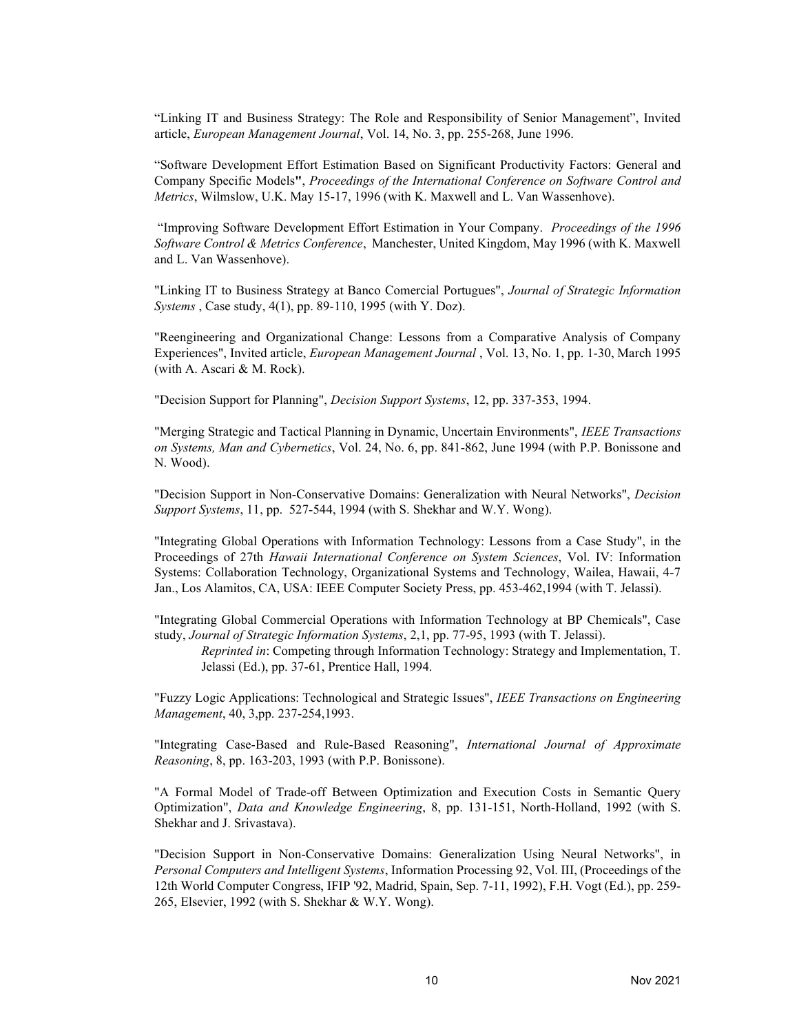"Linking IT and Business Strategy: The Role and Responsibility of Senior Management", Invited article, *European Management Journal*, Vol. 14, No. 3, pp. 255-268, June 1996.

"Software Development Effort Estimation Based on Significant Productivity Factors: General and Company Specific Models", *Proceedings of the International Conference on Software Control and Metrics*, Wilmslow, U.K. May 15-17, 1996 (with K. Maxwell and L. Van Wassenhove).

"Improving Software Development Effort Estimation in Your Company. *Proceedings of the 1996 Software Control & Metrics Conference*, Manchester, United Kingdom, May 1996 (with K. Maxwell and L. Van Wassenhove).

"Linking IT to Business Strategy at Banco Comercial Portugues", *Journal of Strategic Information Systems* , Case study, 4(1), pp. 89-110, 1995 (with Y. Doz).

"Reengineering and Organizational Change: Lessons from a Comparative Analysis of Company Experiences", Invited article, *European Management Journal* , Vol. 13, No. 1, pp. 1-30, March 1995 (with A. Ascari & M. Rock).

"Decision Support for Planning", *Decision Support Systems*, 12, pp. 337-353, 1994.

"Merging Strategic and Tactical Planning in Dynamic, Uncertain Environments", *IEEE Transactions on Systems, Man and Cybernetics*, Vol. 24, No. 6, pp. 841-862, June 1994 (with P.P. Bonissone and N. Wood).

"Decision Support in Non-Conservative Domains: Generalization with Neural Networks", *Decision Support Systems*, 11, pp. 527-544, 1994 (with S. Shekhar and W.Y. Wong).

"Integrating Global Operations with Information Technology: Lessons from a Case Study", in the Proceedings of 27th *Hawaii International Conference on System Sciences*, Vol. IV: Information Systems: Collaboration Technology, Organizational Systems and Technology, Wailea, Hawaii, 4-7 Jan., Los Alamitos, CA, USA: IEEE Computer Society Press, pp. 453-462,1994 (with T. Jelassi).

"Integrating Global Commercial Operations with Information Technology at BP Chemicals", Case study, *Journal of Strategic Information Systems*, 2,1, pp. 77-95, 1993 (with T. Jelassi).

*Reprinted in*: Competing through Information Technology: Strategy and Implementation, T. Jelassi (Ed.), pp. 37-61, Prentice Hall, 1994.

"Fuzzy Logic Applications: Technological and Strategic Issues", *IEEE Transactions on Engineering Management*, 40, 3,pp. 237-254,1993.

"Integrating Case-Based and Rule-Based Reasoning", *International Journal of Approximate Reasoning*, 8, pp. 163-203, 1993 (with P.P. Bonissone).

"A Formal Model of Trade-off Between Optimization and Execution Costs in Semantic Query Optimization", *Data and Knowledge Engineering*, 8, pp. 131-151, North-Holland, 1992 (with S. Shekhar and J. Srivastava).

"Decision Support in Non-Conservative Domains: Generalization Using Neural Networks", in *Personal Computers and Intelligent Systems*, Information Processing 92, Vol. III, (Proceedings of the 12th World Computer Congress, IFIP '92, Madrid, Spain, Sep. 7-11, 1992), F.H. Vogt (Ed.), pp. 259-265, Elsevier, 1992 (with S. Shekhar & W.Y. Wong).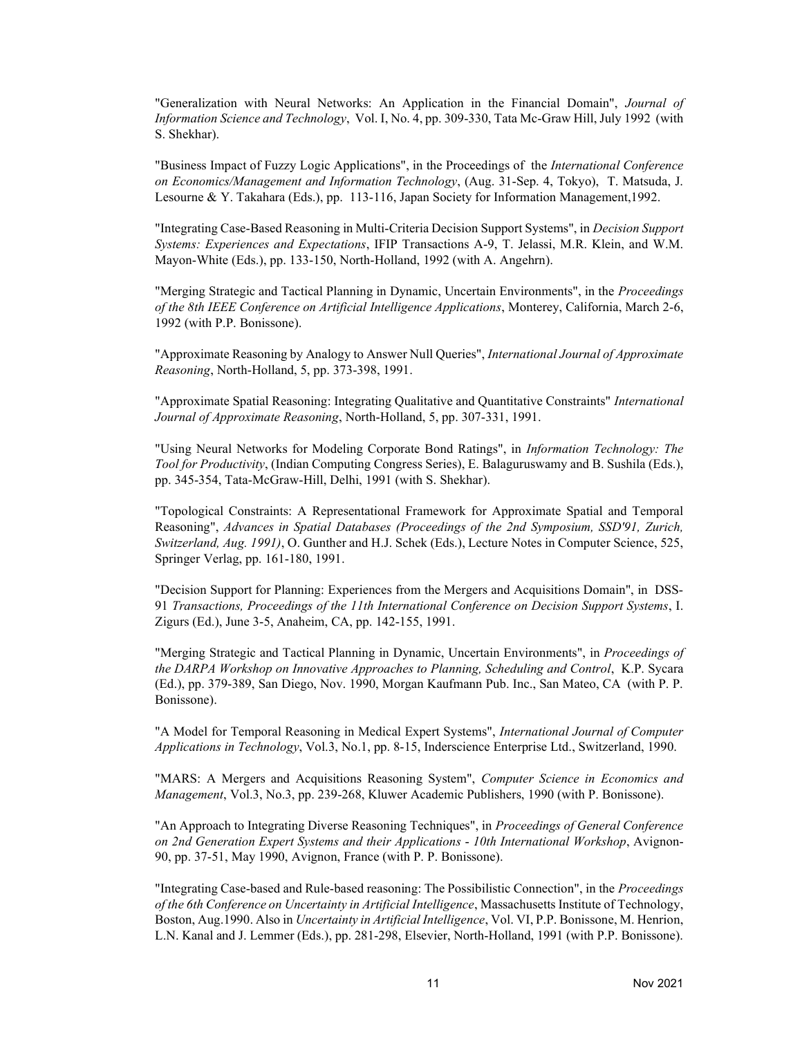"Generalization with Neural Networks: An Application in the Financial Domain", *Journal of Information Science and Technology*, Vol. I, No. 4, pp. 309-330, Tata Mc-Graw Hill, July 1992 (with S. Shekhar).

"Business Impact of Fuzzy Logic Applications", in the Proceedings of the *International Conference on Economics/Management and Information Technology*, (Aug. 31-Sep. 4, Tokyo), T. Matsuda, J. Lesourne & Y. Takahara (Eds.), pp. 113-116, Japan Society for Information Management,1992.

"Integrating Case-Based Reasoning in Multi-Criteria Decision Support Systems", in *Decision Support Systems: Experiences and Expectations*, IFIP Transactions A-9, T. Jelassi, M.R. Klein, and W.M. Mayon-White (Eds.), pp. 133-150, North-Holland, 1992 (with A. Angehrn).

"Merging Strategic and Tactical Planning in Dynamic, Uncertain Environments", in the *Proceedings of the 8th IEEE Conference on Artificial Intelligence Applications*, Monterey, California, March 2-6, 1992 (with P.P. Bonissone).

"Approximate Reasoning by Analogy to Answer Null Queries", *International Journal of Approximate Reasoning*, North-Holland, 5, pp. 373-398, 1991.

"Approximate Spatial Reasoning: Integrating Qualitative and Quantitative Constraints" *International Journal of Approximate Reasoning*, North-Holland, 5, pp. 307-331, 1991.

"Using Neural Networks for Modeling Corporate Bond Ratings", in *Information Technology: The Tool for Productivity*, (Indian Computing Congress Series), E. Balaguruswamy and B. Sushila (Eds.), pp. 345-354, Tata-McGraw-Hill, Delhi, 1991 (with S. Shekhar).

"Topological Constraints: A Representational Framework for Approximate Spatial and Temporal Reasoning", *Advances in Spatial Databases (Proceedings of the 2nd Symposium, SSD'91, Zurich, Switzerland, Aug. 1991)*, O. Gunther and H.J. Schek (Eds.), Lecture Notes in Computer Science, 525, Springer Verlag, pp. 161-180, 1991.

"Decision Support for Planning: Experiences from the Mergers and Acquisitions Domain", in DSS-91 *Transactions, Proceedings of the 11th International Conference on Decision Support Systems*, I. Zigurs (Ed.), June 3-5, Anaheim, CA, pp. 142-155, 1991.

"Merging Strategic and Tactical Planning in Dynamic, Uncertain Environments", in *Proceedings of the DARPA Workshop on Innovative Approaches to Planning, Scheduling and Control*, K.P. Sycara (Ed.), pp. 379-389, San Diego, Nov. 1990, Morgan Kaufmann Pub. Inc., San Mateo, CA (with P. P. Bonissone).

"A Model for Temporal Reasoning in Medical Expert Systems", *International Journal of Computer Applications in Technology*, Vol.3, No.1, pp. 8-15, Inderscience Enterprise Ltd., Switzerland, 1990.

"MARS: A Mergers and Acquisitions Reasoning System", *Computer Science in Economics and Management*, Vol.3, No.3, pp. 239-268, Kluwer Academic Publishers, 1990 (with P. Bonissone).

"An Approach to Integrating Diverse Reasoning Techniques", in *Proceedings of General Conference on 2nd Generation Expert Systems and their Applications - 10th International Workshop*, Avignon-90, pp. 37-51, May 1990, Avignon, France (with P. P. Bonissone).

"Integrating Case-based and Rule-based reasoning: The Possibilistic Connection", in the *Proceedings of the 6th Conference on Uncertainty in Artificial Intelligence*, Massachusetts Institute of Technology, Boston, Aug.1990. Also in *Uncertainty in Artificial Intelligence*, Vol. VI, P.P. Bonissone, M. Henrion, L.N. Kanal and J. Lemmer (Eds.), pp. 281-298, Elsevier, North-Holland, 1991 (with P.P. Bonissone).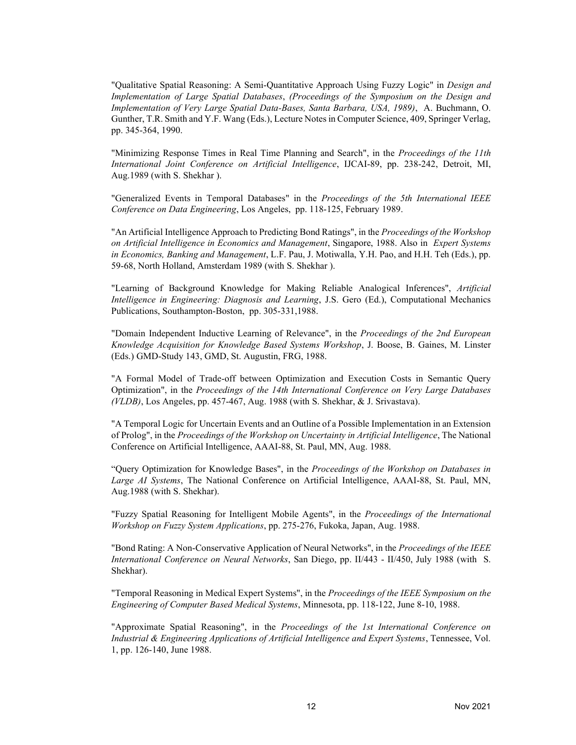"Qualitative Spatial Reasoning: A Semi-Quantitative Approach Using Fuzzy Logic" in *Design and Implementation of Large Spatial Databases*, *(Proceedings of the Symposium on the Design and Implementation of Very Large Spatial Data-Bases, Santa Barbara, USA, 1989)*, A. Buchmann, O. Gunther, T.R. Smith and Y.F. Wang (Eds.), Lecture Notes in Computer Science, 409, Springer Verlag, pp. 345-364, 1990.

"Minimizing Response Times in Real Time Planning and Search", in the *Proceedings of the 11th International Joint Conference on Artificial Intelligence*, IJCAI-89, pp. 238-242, Detroit, MI, Aug.1989 (with S. Shekhar ).

"Generalized Events in Temporal Databases" in the *Proceedings of the 5th International IEEE Conference on Data Engineering*, Los Angeles, pp. 118-125, February 1989.

"An Artificial Intelligence Approach to Predicting Bond Ratings", in the *Proceedings of the Workshop on Artificial Intelligence in Economics and Management*, Singapore, 1988. Also in *Expert Systems in Economics, Banking and Management*, L.F. Pau, J. Motiwalla, Y.H. Pao, and H.H. Teh (Eds.), pp. 59-68, North Holland, Amsterdam 1989 (with S. Shekhar ).

"Learning of Background Knowledge for Making Reliable Analogical Inferences", *Artificial Intelligence in Engineering: Diagnosis and Learning*, J.S. Gero (Ed.), Computational Mechanics Publications, Southampton-Boston, pp. 305-331,1988.

"Domain Independent Inductive Learning of Relevance", in the *Proceedings of the 2nd European Knowledge Acquisition for Knowledge Based Systems Workshop*, J. Boose, B. Gaines, M. Linster (Eds.) GMD-Study 143, GMD, St. Augustin, FRG, 1988.

"A Formal Model of Trade-off between Optimization and Execution Costs in Semantic Query Optimization", in the *Proceedings of the 14th International Conference on Very Large Databases (VLDB)*, Los Angeles, pp. 457-467, Aug. 1988 (with S. Shekhar, & J. Srivastava).

"A Temporal Logic for Uncertain Events and an Outline of a Possible Implementation in an Extension of Prolog", in the *Proceedings of the Workshop on Uncertainty in Artificial Intelligence*, The National Conference on Artificial Intelligence, AAAI-88, St. Paul, MN, Aug. 1988.

"Query Optimization for Knowledge Bases", in the *Proceedings of the Workshop on Databases in Large AI Systems*, The National Conference on Artificial Intelligence, AAAI-88, St. Paul, MN, Aug.1988 (with S. Shekhar).

"Fuzzy Spatial Reasoning for Intelligent Mobile Agents", in the *Proceedings of the International Workshop on Fuzzy System Applications*, pp. 275-276, Fukoka, Japan, Aug. 1988.

"Bond Rating: A Non-Conservative Application of Neural Networks", in the *Proceedings of the IEEE International Conference on Neural Networks*, San Diego, pp. II/443 - II/450, July 1988 (with S. Shekhar).

"Temporal Reasoning in Medical Expert Systems", in the *Proceedings of the IEEE Symposium on the Engineering of Computer Based Medical Systems*, Minnesota, pp. 118-122, June 8-10, 1988.

"Approximate Spatial Reasoning", in the *Proceedings of the 1st International Conference on Industrial & Engineering Applications of Artificial Intelligence and Expert Systems*, Tennessee, Vol. 1, pp. 126-140, June 1988.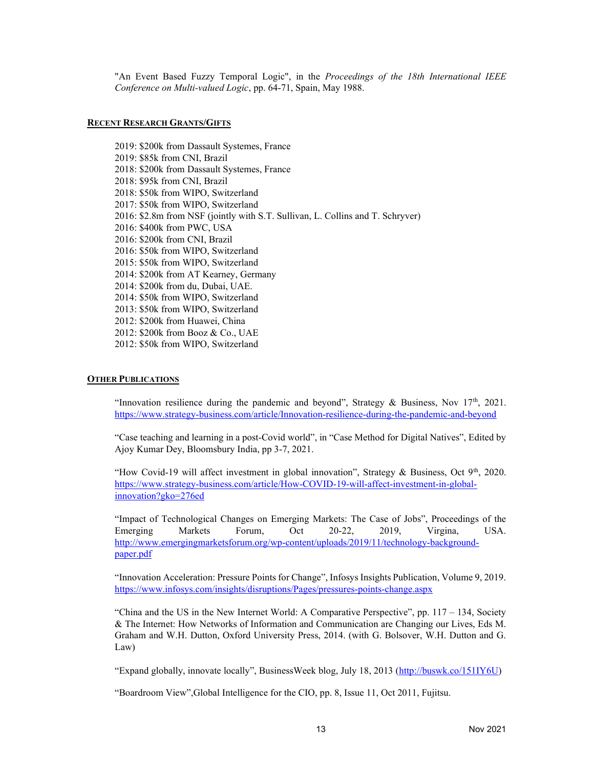"An Event Based Fuzzy Temporal Logic", in the *Proceedings of the 18th International IEEE Conference on Multi-valued Logic*, pp. 64-71, Spain, May 1988.

## RECENT RESEARCH GRANTS/GIFTS

2019: $200k from Dassault Systemes, France
2019: $85k from CNI, Brazil
2018: $200k from Dassault Systemes, France
2018: $95k from CNI, Brazil
2018: $50k from WIPO, Switzerland
2017: $50k from WIPO, Switzerland
2016: $2.8m from NSF (jointly with S.T. Sullivan, L. Collins and T. Schryver)
2016: $400k from PWC, USA
2016: $200k from CNI, Brazil
2016: $50k from WIPO, Switzerland
2015: $50k from WIPO, Switzerland
2014: $200k from AT Kearney, Germany
2014: $200k from du, Dubai, UAE.
2014: $50k from WIPO, Switzerland
2013: $50k from WIPO, Switzerland
2012: $200k from Huawei, China
2012: $200k from Booz & Co., UAE
2012: $50k from WIPO, Switzerland

## OTHER PUBLICATIONS

"Innovation resilience during the pandemic and beyond", Strategy & Business, Nov 17th, 2021. https://www.strategy-business.com/article/Innovation-resilience-during-the-pandemic-and-beyond

"Case teaching and learning in a post-Covid world", in "Case Method for Digital Natives", Edited by Ajoy Kumar Dey, Bloomsbury India, pp 3-7, 2021.

"How Covid-19 will affect investment in global innovation", Strategy & Business, Oct 9th, 2020. https://www.strategy-business.com/article/How-COVID-19-will-affect-investment-in-global-innovation?gko=276ed

"Impact of Technological Changes on Emerging Markets: The Case of Jobs", Proceedings of the Emerging Markets Forum, Oct 20-22, 2019, Virgina, USA. http://www.emergingmarketsforum.org/wp-content/uploads/2019/11/technology-background-paper.pdf

"Innovation Acceleration: Pressure Points for Change", Infosys Insights Publication, Volume 9, 2019. https://www.infosys.com/insights/disruptions/Pages/pressures-points-change.aspx

"China and the US in the New Internet World: A Comparative Perspective", pp. 117 – 134, Society & The Internet: How Networks of Information and Communication are Changing our Lives, Eds M. Graham and W.H. Dutton, Oxford University Press, 2014. (with G. Bolsover, W.H. Dutton and G. Law)

"Expand globally, innovate locally", BusinessWeek blog, July 18, 2013 (http://buswk.co/151IY6U)

"Boardroom View",Global Intelligence for the CIO, pp. 8, Issue 11, Oct 2011, Fujitsu.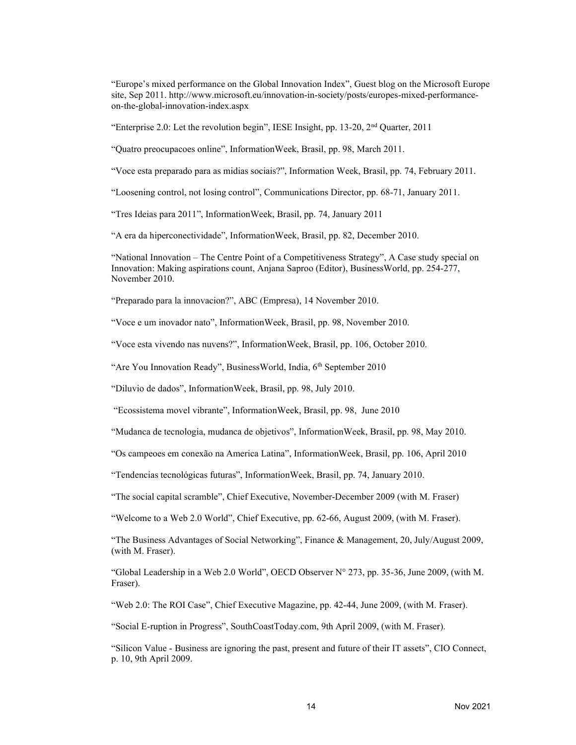"Europe's mixed performance on the Global Innovation Index", Guest blog on the Microsoft Europe site, Sep 2011. http://www.microsoft.eu/innovation-in-society/posts/europes-mixed-performance-on-the-global-innovation-index.aspx

"Enterprise 2.0: Let the revolution begin", IESE Insight, pp. 13-20, 2nd Quarter, 2011

"Quatro preocupacoes online", InformationWeek, Brasil, pp. 98, March 2011.

"Voce esta preparado para as midias sociais?", Information Week, Brasil, pp. 74, February 2011.

"Loosening control, not losing control", Communications Director, pp. 68-71, January 2011.

"Tres Ideias para 2011", InformationWeek, Brasil, pp. 74, January 2011

"A era da hiperconectividade", InformationWeek, Brasil, pp. 82, December 2010.

"National Innovation – The Centre Point of a Competitiveness Strategy", A Case study special on Innovation: Making aspirations count, Anjana Saproo (Editor), BusinessWorld, pp. 254-277, November 2010.

"Preparado para la innovacion?", ABC (Empresa), 14 November 2010.

"Voce e um inovador nato", InformationWeek, Brasil, pp. 98, November 2010.

"Voce esta vivendo nas nuvens?", InformationWeek, Brasil, pp. 106, October 2010.

"Are You Innovation Ready", BusinessWorld, India, 6th September 2010

"Diluvio de dados", InformationWeek, Brasil, pp. 98, July 2010.

"Ecossistema movel vibrante", InformationWeek, Brasil, pp. 98, June 2010

"Mudanca de tecnologia, mudanca de objetivos", InformationWeek, Brasil, pp. 98, May 2010.

"Os campeoes em conexão na America Latina", InformationWeek, Brasil, pp. 106, April 2010

"Tendencias tecnológicas futuras", InformationWeek, Brasil, pp. 74, January 2010.

"The social capital scramble", Chief Executive, November-December 2009 (with M. Fraser)

"Welcome to a Web 2.0 World", Chief Executive, pp. 62-66, August 2009, (with M. Fraser).

"The Business Advantages of Social Networking", Finance & Management, 20, July/August 2009, (with M. Fraser).

"Global Leadership in a Web 2.0 World", OECD Observer N° 273, pp. 35-36, June 2009, (with M. Fraser).

"Web 2.0: The ROI Case", Chief Executive Magazine, pp. 42-44, June 2009, (with M. Fraser).

"Social E-ruption in Progress", SouthCoastToday.com, 9th April 2009, (with M. Fraser).

"Silicon Value - Business are ignoring the past, present and future of their IT assets", CIO Connect, p. 10, 9th April 2009.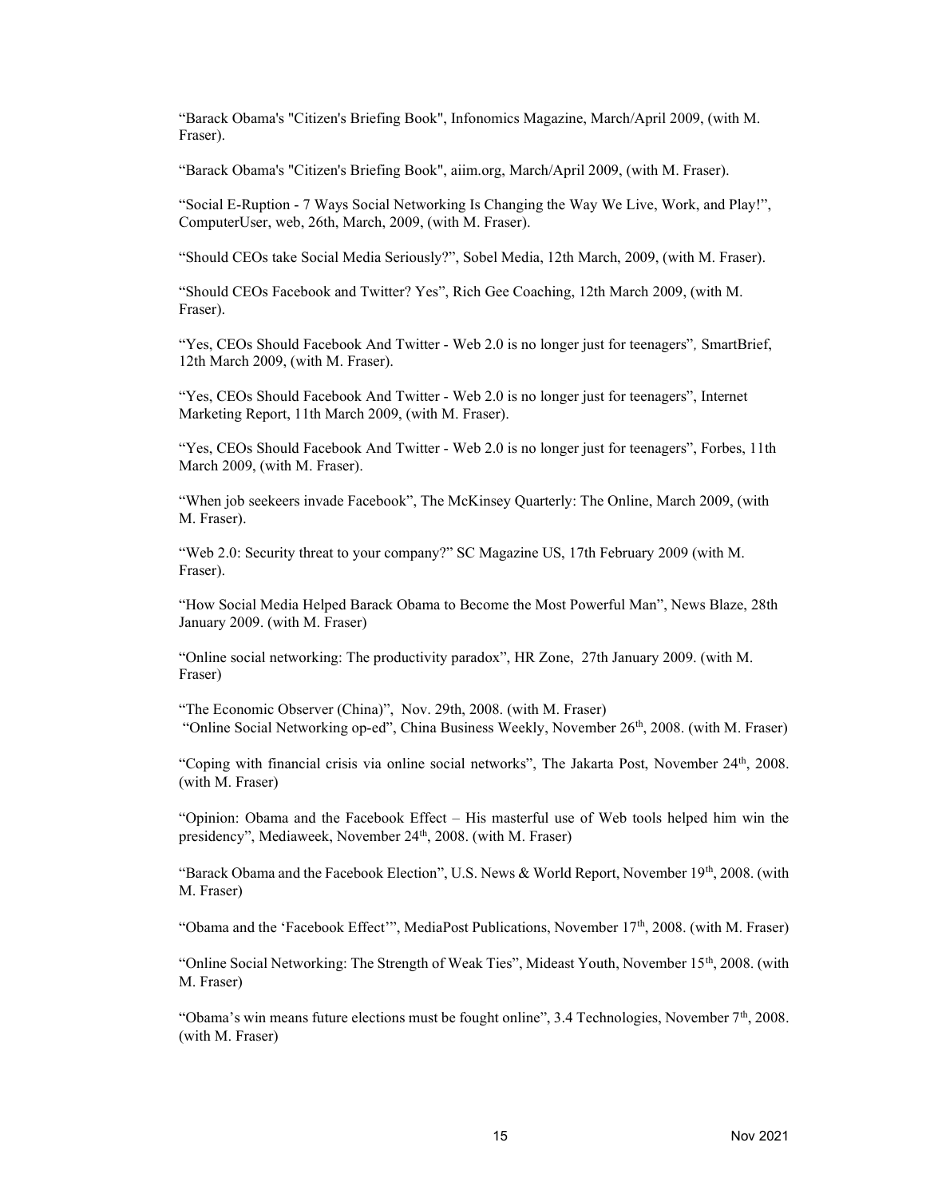"Barack Obama's "Citizen's Briefing Book", Infonomics Magazine, March/April 2009, (with M. Fraser).

"Barack Obama's "Citizen's Briefing Book", aiim.org, March/April 2009, (with M. Fraser).

"Social E-Ruption - 7 Ways Social Networking Is Changing the Way We Live, Work, and Play!", ComputerUser, web, 26th, March, 2009, (with M. Fraser).

"Should CEOs take Social Media Seriously?", Sobel Media, 12th March, 2009, (with M. Fraser).

"Should CEOs Facebook and Twitter? Yes", Rich Gee Coaching, 12th March 2009, (with M. Fraser).

"Yes, CEOs Should Facebook And Twitter - Web 2.0 is no longer just for teenagers"*,* SmartBrief, 12th March 2009, (with M. Fraser).

"Yes, CEOs Should Facebook And Twitter - Web 2.0 is no longer just for teenagers", Internet Marketing Report, 11th March 2009, (with M. Fraser).

"Yes, CEOs Should Facebook And Twitter - Web 2.0 is no longer just for teenagers", Forbes, 11th March 2009, (with M. Fraser).

"When job seekeers invade Facebook", The McKinsey Quarterly: The Online, March 2009, (with M. Fraser).

"Web 2.0: Security threat to your company?" SC Magazine US, 17th February 2009 (with M. Fraser).

"How Social Media Helped Barack Obama to Become the Most Powerful Man", News Blaze, 28th January 2009. (with M. Fraser)

"Online social networking: The productivity paradox", HR Zone, 27th January 2009. (with M. Fraser)

"The Economic Observer (China)", Nov. 29th, 2008. (with M. Fraser)
"Online Social Networking op-ed", China Business Weekly, November 26th, 2008. (with M. Fraser)

"Coping with financial crisis via online social networks", The Jakarta Post, November 24th, 2008. (with M. Fraser)

"Opinion: Obama and the Facebook Effect – His masterful use of Web tools helped him win the presidency", Mediaweek, November 24th, 2008. (with M. Fraser)

"Barack Obama and the Facebook Election", U.S. News & World Report, November 19th, 2008. (with M. Fraser)

"Obama and the 'Facebook Effect'", MediaPost Publications, November 17th, 2008. (with M. Fraser)

"Online Social Networking: The Strength of Weak Ties", Mideast Youth, November 15th, 2008. (with M. Fraser)

"Obama's win means future elections must be fought online", 3.4 Technologies, November 7th, 2008. (with M. Fraser)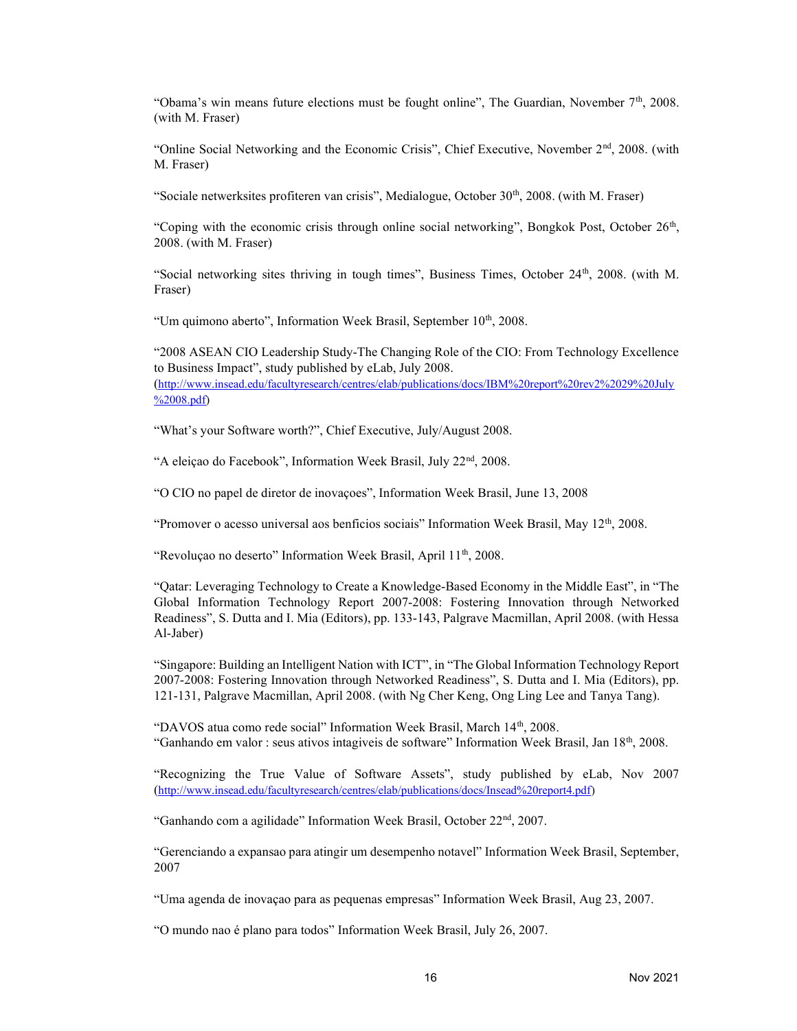"Obama's win means future elections must be fought online", The Guardian, November 7th, 2008. (with M. Fraser)

"Online Social Networking and the Economic Crisis", Chief Executive, November 2nd, 2008. (with M. Fraser)

"Sociale netwerksites profiteren van crisis", Medialogue, October 30th, 2008. (with M. Fraser)

"Coping with the economic crisis through online social networking", Bongkok Post, October 26th, 2008. (with M. Fraser)

"Social networking sites thriving in tough times", Business Times, October 24th, 2008. (with M. Fraser)

"Um quimono aberto", Information Week Brasil, September 10th, 2008.

"2008 ASEAN CIO Leadership Study-The Changing Role of the CIO: From Technology Excellence to Business Impact", study published by eLab, July 2008. (http://www.insead.edu/facultyresearch/centres/elab/publications/docs/IBM%20report%20rev2%2029%20July%2008.pdf)

"What's your Software worth?", Chief Executive, July/August 2008.

"A eleiçao do Facebook", Information Week Brasil, July 22nd, 2008.

"O CIO no papel de diretor de inovaçoes", Information Week Brasil, June 13, 2008

"Promover o acesso universal aos benficios sociais" Information Week Brasil, May 12th, 2008.

"Revoluçao no deserto" Information Week Brasil, April 11th, 2008.

"Qatar: Leveraging Technology to Create a Knowledge-Based Economy in the Middle East", in "The Global Information Technology Report 2007-2008: Fostering Innovation through Networked Readiness", S. Dutta and I. Mia (Editors), pp. 133-143, Palgrave Macmillan, April 2008. (with Hessa Al-Jaber)

"Singapore: Building an Intelligent Nation with ICT", in "The Global Information Technology Report 2007-2008: Fostering Innovation through Networked Readiness", S. Dutta and I. Mia (Editors), pp. 121-131, Palgrave Macmillan, April 2008. (with Ng Cher Keng, Ong Ling Lee and Tanya Tang).

"DAVOS atua como rede social" Information Week Brasil, March 14th, 2008.
"Ganhando em valor : seus ativos intagiveis de software" Information Week Brasil, Jan 18th, 2008.

"Recognizing the True Value of Software Assets", study published by eLab, Nov 2007 (http://www.insead.edu/facultyresearch/centres/elab/publications/docs/Insead%20report4.pdf)

"Ganhando com a agilidade" Information Week Brasil, October 22nd, 2007.

"Gerenciando a expansao para atingir um desempenho notavel" Information Week Brasil, September, 2007

"Uma agenda de inovaçao para as pequenas empresas" Information Week Brasil, Aug 23, 2007.

"O mundo nao é plano para todos" Information Week Brasil, July 26, 2007.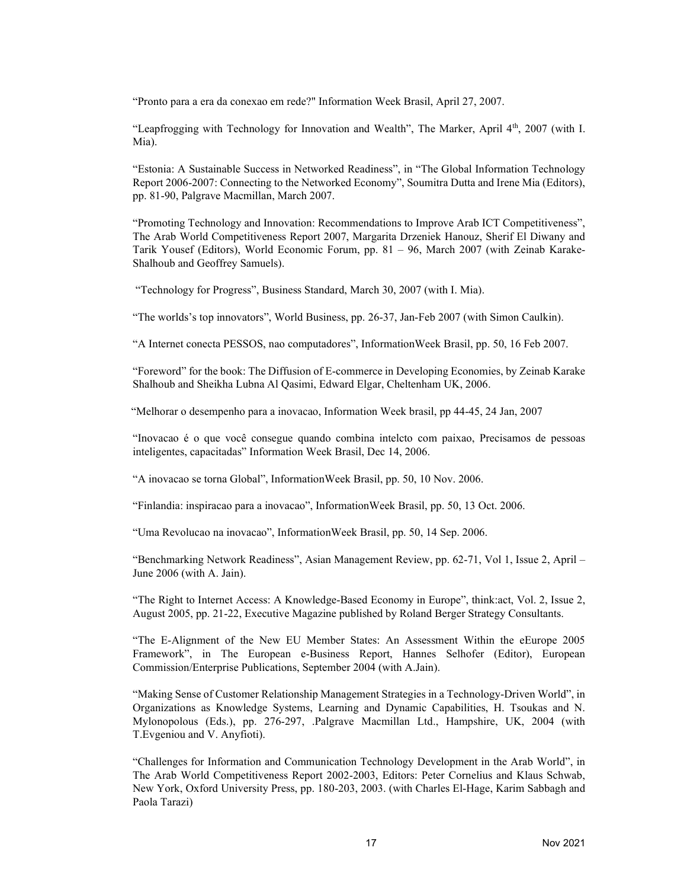“Pronto para a era da conexao em rede?" Information Week Brasil, April 27, 2007.

“Leapfrogging with Technology for Innovation and Wealth”, The Marker, April 4th, 2007 (with I. Mia).

“Estonia: A Sustainable Success in Networked Readiness”, in “The Global Information Technology Report 2006-2007: Connecting to the Networked Economy”, Soumitra Dutta and Irene Mia (Editors), pp. 81-90, Palgrave Macmillan, March 2007.

“Promoting Technology and Innovation: Recommendations to Improve Arab ICT Competitiveness”, The Arab World Competitiveness Report 2007, Margarita Drzeniek Hanouz, Sherif El Diwany and Tarik Yousef (Editors), World Economic Forum, pp. 81 – 96, March 2007 (with Zeinab Karake-Shalhoub and Geoffrey Samuels).

“Technology for Progress”, Business Standard, March 30, 2007 (with I. Mia).

“The worlds’s top innovators”, World Business, pp. 26-37, Jan-Feb 2007 (with Simon Caulkin).

“A Internet conecta PESSOS, nao computadores”, InformationWeek Brasil, pp. 50, 16 Feb 2007.

“Foreword” for the book: The Diffusion of E-commerce in Developing Economies, by Zeinab Karake Shalhoub and Sheikha Lubna Al Qasimi, Edward Elgar, Cheltenham UK, 2006.

“Melhorar o desempenho para a inovacao, Information Week brasil, pp 44-45, 24 Jan, 2007

“Inovacao é o que você consegue quando combina intelcto com paixao, Precisamos de pessoas inteligentes, capacitadas” Information Week Brasil, Dec 14, 2006.

“A inovacao se torna Global”, InformationWeek Brasil, pp. 50, 10 Nov. 2006.

“Finlandia: inspiracao para a inovacao”, InformationWeek Brasil, pp. 50, 13 Oct. 2006.

“Uma Revolucao na inovacao”, InformationWeek Brasil, pp. 50, 14 Sep. 2006.

“Benchmarking Network Readiness”, Asian Management Review, pp. 62-71, Vol 1, Issue 2, April – June 2006 (with A. Jain).

“The Right to Internet Access: A Knowledge-Based Economy in Europe”, think:act, Vol. 2, Issue 2, August 2005, pp. 21-22, Executive Magazine published by Roland Berger Strategy Consultants.

“The E-Alignment of the New EU Member States: An Assessment Within the eEurope 2005 Framework”, in The European e-Business Report, Hannes Selhofer (Editor), European Commission/Enterprise Publications, September 2004 (with A.Jain).

“Making Sense of Customer Relationship Management Strategies in a Technology-Driven World”, in Organizations as Knowledge Systems, Learning and Dynamic Capabilities, H. Tsoukas and N. Mylonopolous (Eds.), pp. 276-297, .Palgrave Macmillan Ltd., Hampshire, UK, 2004 (with T.Evgeniou and V. Anyfioti).

“Challenges for Information and Communication Technology Development in the Arab World”, in The Arab World Competitiveness Report 2002-2003, Editors: Peter Cornelius and Klaus Schwab, New York, Oxford University Press, pp. 180-203, 2003. (with Charles El-Hage, Karim Sabbagh and Paola Tarazi)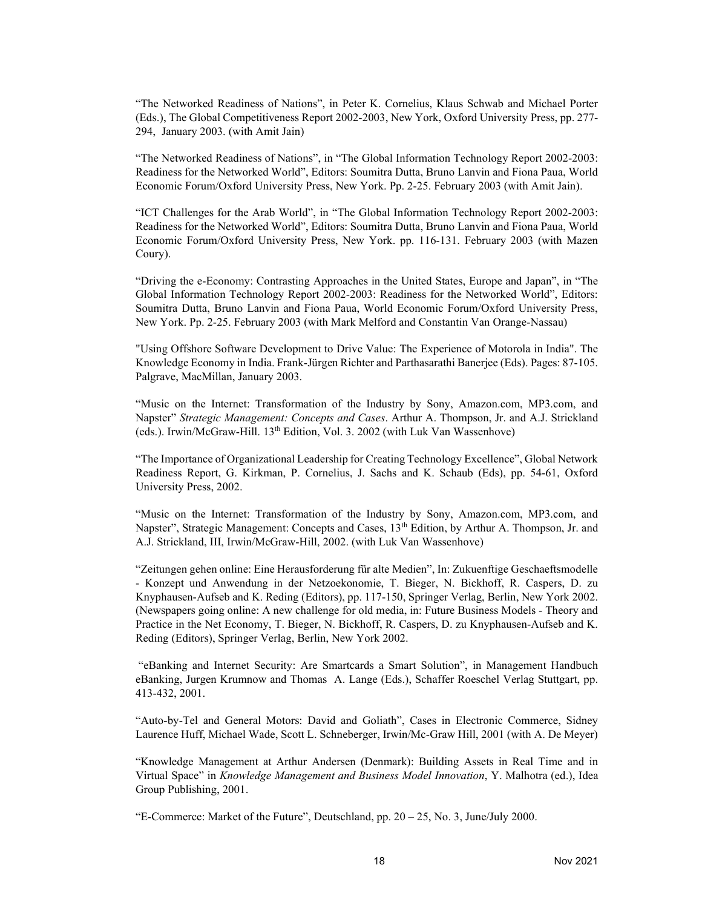“The Networked Readiness of Nations”, in Peter K. Cornelius, Klaus Schwab and Michael Porter (Eds.), The Global Competitiveness Report 2002-2003, New York, Oxford University Press, pp. 277-294, January 2003. (with Amit Jain)

“The Networked Readiness of Nations”, in “The Global Information Technology Report 2002-2003: Readiness for the Networked World”, Editors: Soumitra Dutta, Bruno Lanvin and Fiona Paua, World Economic Forum/Oxford University Press, New York. Pp. 2-25. February 2003 (with Amit Jain).

“ICT Challenges for the Arab World”, in “The Global Information Technology Report 2002-2003: Readiness for the Networked World”, Editors: Soumitra Dutta, Bruno Lanvin and Fiona Paua, World Economic Forum/Oxford University Press, New York. pp. 116-131. February 2003 (with Mazen Coury).

“Driving the e-Economy: Contrasting Approaches in the United States, Europe and Japan”, in “The Global Information Technology Report 2002-2003: Readiness for the Networked World”, Editors: Soumitra Dutta, Bruno Lanvin and Fiona Paua, World Economic Forum/Oxford University Press, New York. Pp. 2-25. February 2003 (with Mark Melford and Constantin Van Orange-Nassau)

"Using Offshore Software Development to Drive Value: The Experience of Motorola in India". The Knowledge Economy in India. Frank-Jürgen Richter and Parthasarathi Banerjee (Eds). Pages: 87-105. Palgrave, MacMillan, January 2003.

“Music on the Internet: Transformation of the Industry by Sony, Amazon.com, MP3.com, and Napster” *Strategic Management: Concepts and Cases*. Arthur A. Thompson, Jr. and A.J. Strickland (eds.). Irwin/McGraw-Hill. 13th Edition, Vol. 3. 2002 (with Luk Van Wassenhove)

“The Importance of Organizational Leadership for Creating Technology Excellence”, Global Network Readiness Report, G. Kirkman, P. Cornelius, J. Sachs and K. Schaub (Eds), pp. 54-61, Oxford University Press, 2002.

“Music on the Internet: Transformation of the Industry by Sony, Amazon.com, MP3.com, and Napster”, Strategic Management: Concepts and Cases, 13th Edition, by Arthur A. Thompson, Jr. and A.J. Strickland, III, Irwin/McGraw-Hill, 2002. (with Luk Van Wassenhove)

“Zeitungen gehen online: Eine Herausforderung für alte Medien”, In: Zukuenftige Geschaeftsmodelle - Konzept und Anwendung in der Netzoekonomie, T. Bieger, N. Bickhoff, R. Caspers, D. zu Knyphausen-Aufseb and K. Reding (Editors), pp. 117-150, Springer Verlag, Berlin, New York 2002. (Newspapers going online: A new challenge for old media, in: Future Business Models - Theory and Practice in the Net Economy, T. Bieger, N. Bickhoff, R. Caspers, D. zu Knyphausen-Aufseb and K. Reding (Editors), Springer Verlag, Berlin, New York 2002.

“eBanking and Internet Security: Are Smartcards a Smart Solution”, in Management Handbuch eBanking, Jurgen Krumnow and Thomas A. Lange (Eds.), Schaffer Roeschel Verlag Stuttgart, pp. 413-432, 2001.

“Auto-by-Tel and General Motors: David and Goliath”, Cases in Electronic Commerce, Sidney Laurence Huff, Michael Wade, Scott L. Schneberger, Irwin/Mc-Graw Hill, 2001 (with A. De Meyer)

“Knowledge Management at Arthur Andersen (Denmark): Building Assets in Real Time and in Virtual Space” in *Knowledge Management and Business Model Innovation*, Y. Malhotra (ed.), Idea Group Publishing, 2001.

“E-Commerce: Market of the Future”, Deutschland, pp. 20 – 25, No. 3, June/July 2000.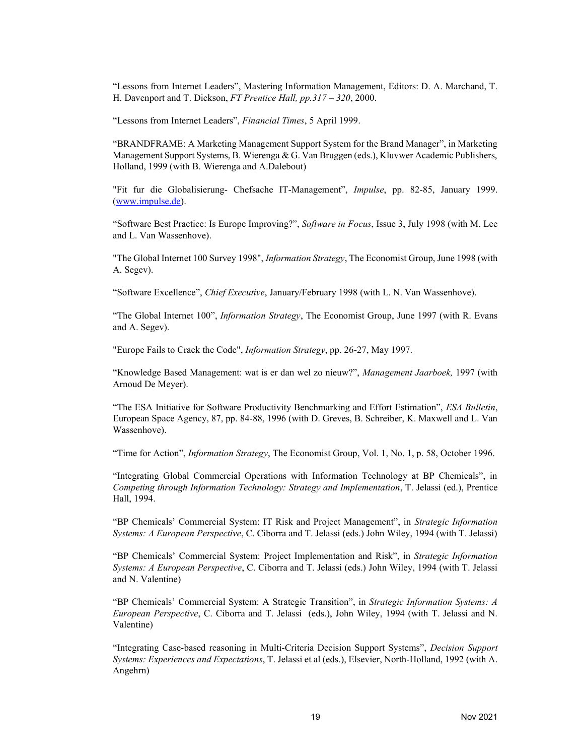“Lessons from Internet Leaders”, Mastering Information Management, Editors: D. A. Marchand, T. H. Davenport and T. Dickson, *FT Prentice Hall, pp.317 – 320*, 2000.

“Lessons from Internet Leaders”, *Financial Times*, 5 April 1999.

“BRANDFRAME: A Marketing Management Support System for the Brand Manager”, in Marketing Management Support Systems, B. Wierenga & G. Van Bruggen (eds.), Kluvwer Academic Publishers, Holland, 1999 (with B. Wierenga and A.Dalebout)

"Fit fur die Globalisierung- Chefsache IT-Management", *Impulse*, pp. 82-85, January 1999. (www.impulse.de).

“Software Best Practice: Is Europe Improving?”, *Software in Focus*, Issue 3, July 1998 (with M. Lee and L. Van Wassenhove).

"The Global Internet 100 Survey 1998", *Information Strategy*, The Economist Group, June 1998 (with A. Segev).

“Software Excellence”, *Chief Executive*, January/February 1998 (with L. N. Van Wassenhove).

“The Global Internet 100”, *Information Strategy*, The Economist Group, June 1997 (with R. Evans and A. Segev).

"Europe Fails to Crack the Code", *Information Strategy*, pp. 26-27, May 1997.

“Knowledge Based Management: wat is er dan wel zo nieuw?”, *Management Jaarboek,* 1997 (with Arnoud De Meyer).

“The ESA Initiative for Software Productivity Benchmarking and Effort Estimation”, *ESA Bulletin*, European Space Agency, 87, pp. 84-88, 1996 (with D. Greves, B. Schreiber, K. Maxwell and L. Van Wassenhove).

“Time for Action”, *Information Strategy*, The Economist Group, Vol. 1, No. 1, p. 58, October 1996.

“Integrating Global Commercial Operations with Information Technology at BP Chemicals”, in *Competing through Information Technology: Strategy and Implementation*, T. Jelassi (ed.), Prentice Hall, 1994.

“BP Chemicals’ Commercial System: IT Risk and Project Management”, in *Strategic Information Systems: A European Perspective*, C. Ciborra and T. Jelassi (eds.) John Wiley, 1994 (with T. Jelassi)

“BP Chemicals’ Commercial System: Project Implementation and Risk”, in *Strategic Information Systems: A European Perspective*, C. Ciborra and T. Jelassi (eds.) John Wiley, 1994 (with T. Jelassi and N. Valentine)

“BP Chemicals’ Commercial System: A Strategic Transition”, in *Strategic Information Systems: A European Perspective*, C. Ciborra and T. Jelassi (eds.), John Wiley, 1994 (with T. Jelassi and N. Valentine)

“Integrating Case-based reasoning in Multi-Criteria Decision Support Systems”, *Decision Support Systems: Experiences and Expectations*, T. Jelassi et al (eds.), Elsevier, North-Holland, 1992 (with A. Angehrn)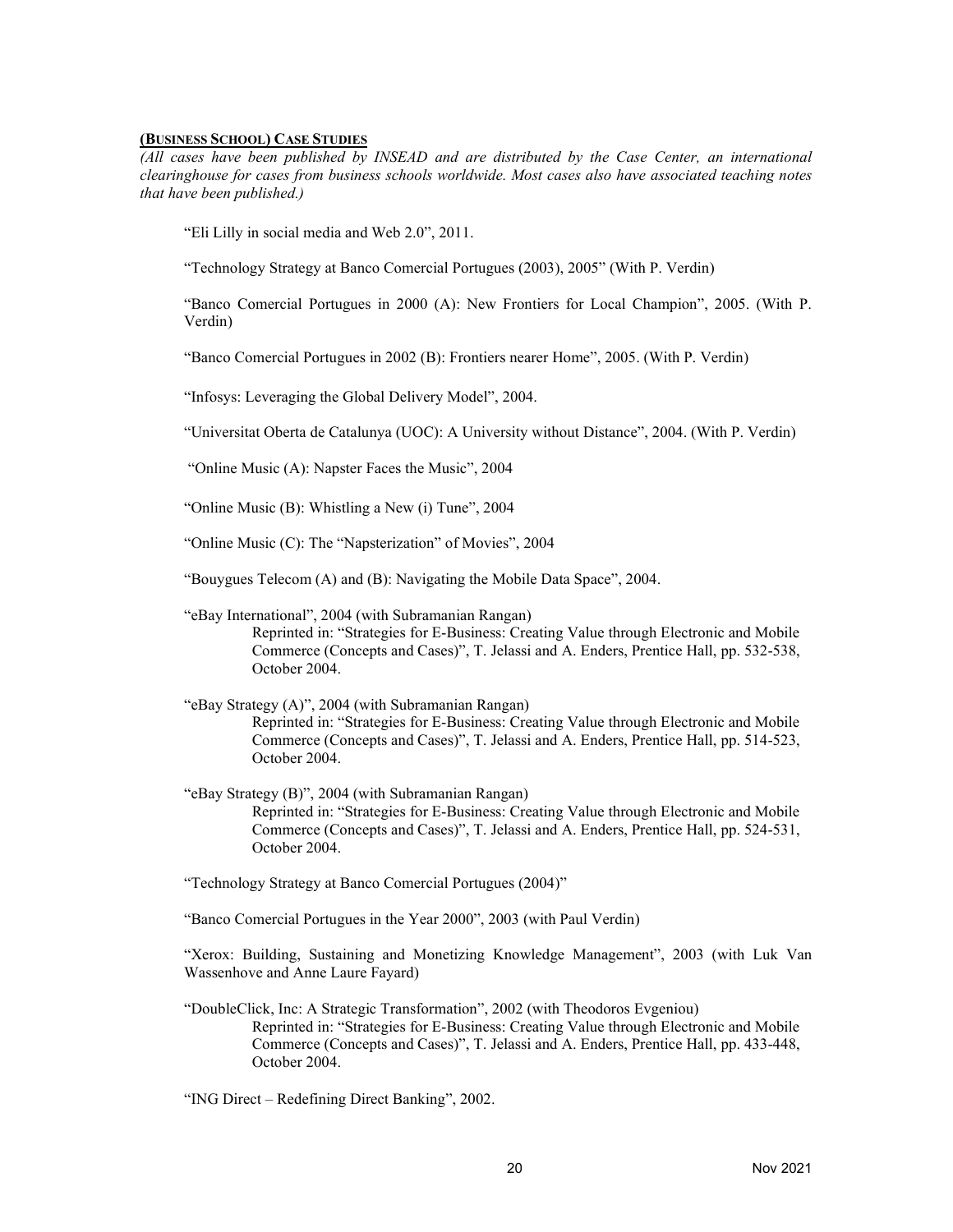**(BUSINESS SCHOOL) CASE STUDIES**

*(All cases have been published by INSEAD and are distributed by the Case Center, an international clearinghouse for cases from business schools worldwide. Most cases also have associated teaching notes that have been published.)*

"Eli Lilly in social media and Web 2.0", 2011.

"Technology Strategy at Banco Comercial Portugues (2003), 2005" (With P. Verdin)

"Banco Comercial Portugues in 2000 (A): New Frontiers for Local Champion", 2005. (With P. Verdin)

"Banco Comercial Portugues in 2002 (B): Frontiers nearer Home", 2005. (With P. Verdin)

"Infosys: Leveraging the Global Delivery Model", 2004.

"Universitat Oberta de Catalunya (UOC): A University without Distance", 2004. (With P. Verdin)

"Online Music (A): Napster Faces the Music", 2004

"Online Music (B): Whistling a New (i) Tune", 2004

"Online Music (C): The "Napsterization" of Movies", 2004

"Bouygues Telecom (A) and (B): Navigating the Mobile Data Space", 2004.

"eBay International", 2004 (with Subramanian Rangan)
Reprinted in: "Strategies for E-Business: Creating Value through Electronic and Mobile Commerce (Concepts and Cases)", T. Jelassi and A. Enders, Prentice Hall, pp. 532-538, October 2004.

"eBay Strategy (A)", 2004 (with Subramanian Rangan)
Reprinted in: "Strategies for E-Business: Creating Value through Electronic and Mobile Commerce (Concepts and Cases)", T. Jelassi and A. Enders, Prentice Hall, pp. 514-523, October 2004.

"eBay Strategy (B)", 2004 (with Subramanian Rangan)
Reprinted in: "Strategies for E-Business: Creating Value through Electronic and Mobile Commerce (Concepts and Cases)", T. Jelassi and A. Enders, Prentice Hall, pp. 524-531, October 2004.

"Technology Strategy at Banco Comercial Portugues (2004)"

"Banco Comercial Portugues in the Year 2000", 2003 (with Paul Verdin)

"Xerox: Building, Sustaining and Monetizing Knowledge Management", 2003 (with Luk Van Wassenhove and Anne Laure Fayard)

"DoubleClick, Inc: A Strategic Transformation", 2002 (with Theodoros Evgeniou)
Reprinted in: "Strategies for E-Business: Creating Value through Electronic and Mobile Commerce (Concepts and Cases)", T. Jelassi and A. Enders, Prentice Hall, pp. 433-448, October 2004.

"ING Direct – Redefining Direct Banking", 2002.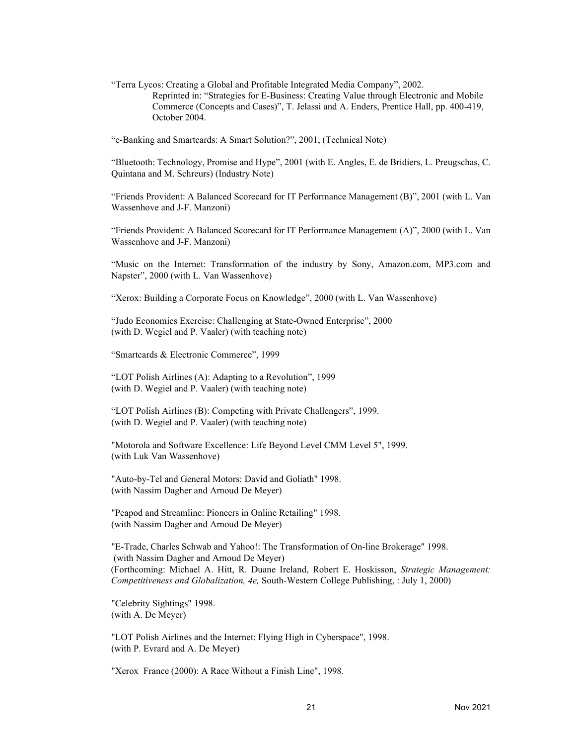"Terra Lycos: Creating a Global and Profitable Integrated Media Company", 2002.

> Reprinted in: "Strategies for E-Business: Creating Value through Electronic and Mobile Commerce (Concepts and Cases)", T. Jelassi and A. Enders, Prentice Hall, pp. 400-419, October 2004.

"e-Banking and Smartcards: A Smart Solution?", 2001, (Technical Note)

"Bluetooth: Technology, Promise and Hype", 2001 (with E. Angles, E. de Bridiers, L. Preugschas, C. Quintana and M. Schreurs) (Industry Note)

"Friends Provident: A Balanced Scorecard for IT Performance Management (B)", 2001 (with L. Van Wassenhove and J-F. Manzoni)

"Friends Provident: A Balanced Scorecard for IT Performance Management (A)", 2000 (with L. Van Wassenhove and J-F. Manzoni)

"Music on the Internet: Transformation of the industry by Sony, Amazon.com, MP3.com and Napster", 2000 (with L. Van Wassenhove)

"Xerox: Building a Corporate Focus on Knowledge", 2000 (with L. Van Wassenhove)

"Judo Economics Exercise: Challenging at State-Owned Enterprise", 2000
(with D. Wegiel and P. Vaaler) (with teaching note)

"Smartcards & Electronic Commerce", 1999

"LOT Polish Airlines (A): Adapting to a Revolution", 1999
(with D. Wegiel and P. Vaaler) (with teaching note)

"LOT Polish Airlines (B): Competing with Private Challengers", 1999.
(with D. Wegiel and P. Vaaler) (with teaching note)

"Motorola and Software Excellence: Life Beyond Level CMM Level 5", 1999.
(with Luk Van Wassenhove)

"Auto-by-Tel and General Motors: David and Goliath" 1998.
(with Nassim Dagher and Arnoud De Meyer)

"Peapod and Streamline: Pioneers in Online Retailing" 1998.
(with Nassim Dagher and Arnoud De Meyer)

"E-Trade, Charles Schwab and Yahoo!: The Transformation of On-line Brokerage" 1998.
(with Nassim Dagher and Arnoud De Meyer)
(Forthcoming: Michael A. Hitt, R. Duane Ireland, Robert E. Hoskisson, *Strategic Management: Competitiveness and Globalization, 4e,* South-Western College Publishing, : July 1, 2000)

"Celebrity Sightings" 1998.
(with A. De Meyer)

"LOT Polish Airlines and the Internet: Flying High in Cyberspace", 1998.
(with P. Evrard and A. De Meyer)

"Xerox France (2000): A Race Without a Finish Line", 1998.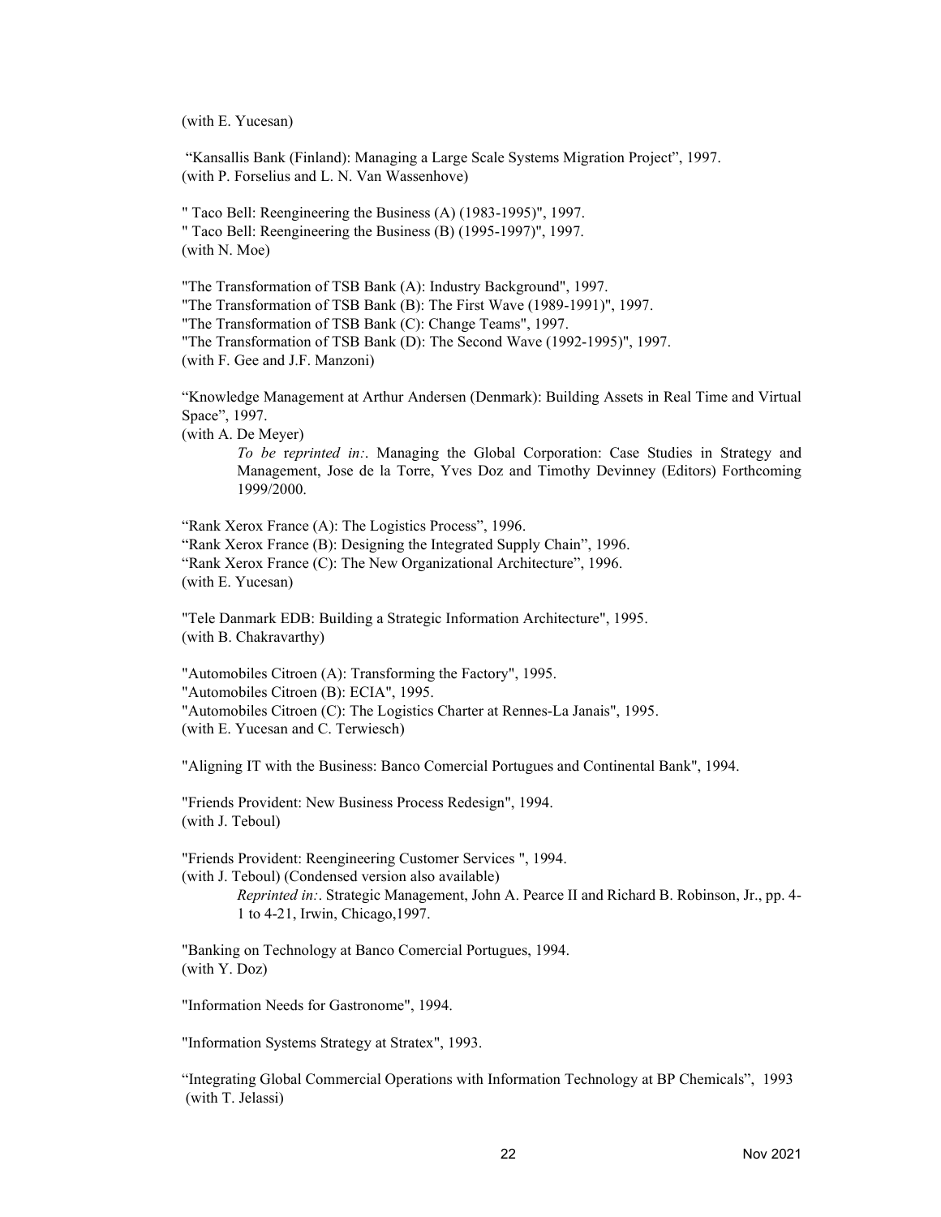(with E. Yucesan)

"Kansallis Bank (Finland): Managing a Large Scale Systems Migration Project", 1997.
(with P. Forselius and L. N. Van Wassenhove)

" Taco Bell: Reengineering the Business (A) (1983-1995)", 1997.
" Taco Bell: Reengineering the Business (B) (1995-1997)", 1997.
(with N. Moe)

"The Transformation of TSB Bank (A): Industry Background", 1997.
"The Transformation of TSB Bank (B): The First Wave (1989-1991)", 1997.
"The Transformation of TSB Bank (C): Change Teams", 1997.
"The Transformation of TSB Bank (D): The Second Wave (1992-1995)", 1997.
(with F. Gee and J.F. Manzoni)

"Knowledge Management at Arthur Andersen (Denmark): Building Assets in Real Time and Virtual Space", 1997.
(with A. De Meyer)

> *To be reprinted in:*. Managing the Global Corporation: Case Studies in Strategy and Management, Jose de la Torre, Yves Doz and Timothy Devinney (Editors) Forthcoming 1999/2000.

"Rank Xerox France (A): The Logistics Process", 1996.
"Rank Xerox France (B): Designing the Integrated Supply Chain", 1996.
"Rank Xerox France (C): The New Organizational Architecture", 1996.
(with E. Yucesan)

"Tele Danmark EDB: Building a Strategic Information Architecture", 1995.
(with B. Chakravarthy)

"Automobiles Citroen (A): Transforming the Factory", 1995.
"Automobiles Citroen (B): ECIA", 1995.
"Automobiles Citroen (C): The Logistics Charter at Rennes-La Janais", 1995.
(with E. Yucesan and C. Terwiesch)

"Aligning IT with the Business: Banco Comercial Portugues and Continental Bank", 1994.

"Friends Provident: New Business Process Redesign", 1994.
(with J. Teboul)

"Friends Provident: Reengineering Customer Services ", 1994.
(with J. Teboul) (Condensed version also available)

> *Reprinted in:*. Strategic Management, John A. Pearce II and Richard B. Robinson, Jr., pp. 4-1 to 4-21, Irwin, Chicago,1997.

"Banking on Technology at Banco Comercial Portugues, 1994.
(with Y. Doz)

"Information Needs for Gastronome", 1994.

"Information Systems Strategy at Stratex", 1993.

"Integrating Global Commercial Operations with Information Technology at BP Chemicals", 1993
(with T. Jelassi)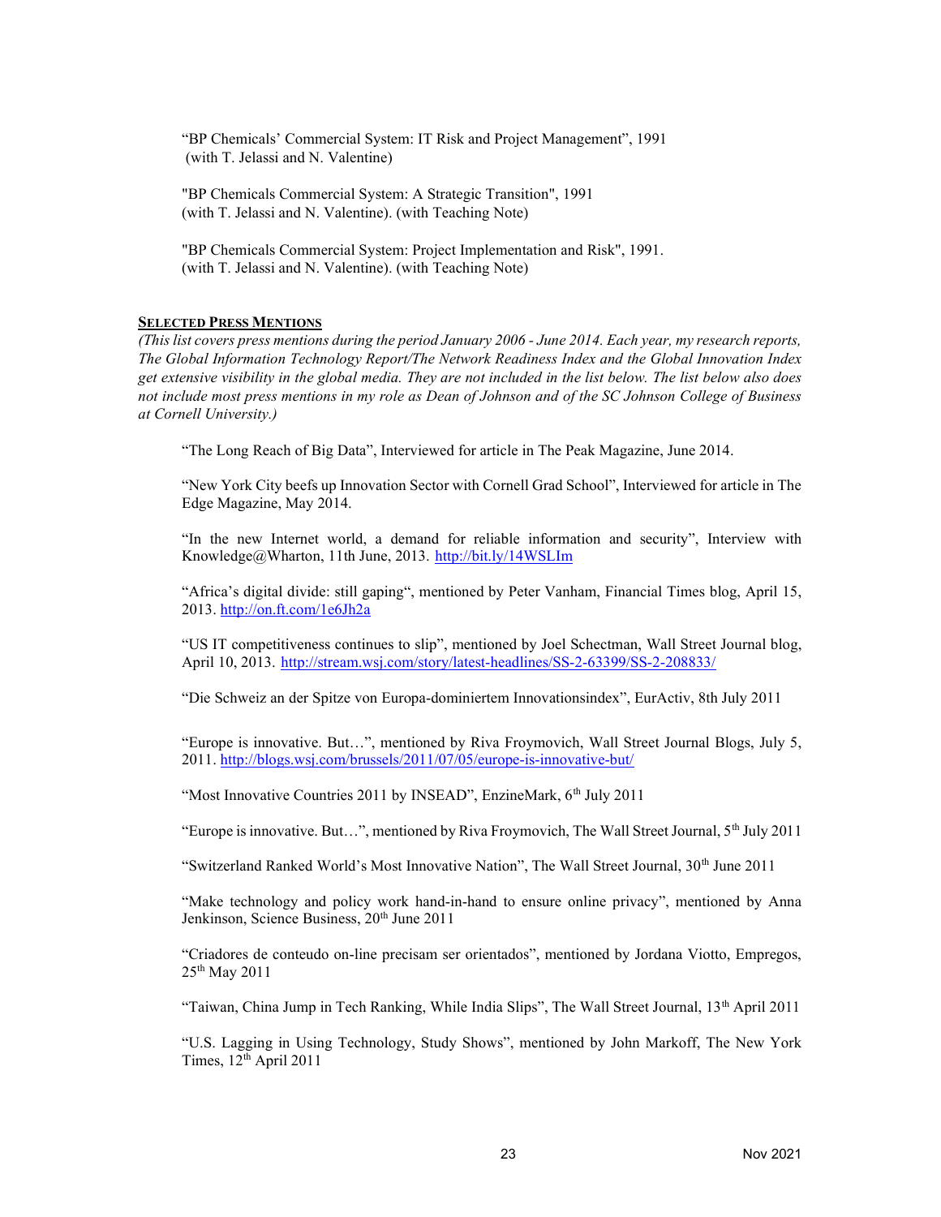"BP Chemicals' Commercial System: IT Risk and Project Management", 1991
(with T. Jelassi and N. Valentine)

"BP Chemicals Commercial System: A Strategic Transition", 1991
(with T. Jelassi and N. Valentine). (with Teaching Note)

"BP Chemicals Commercial System: Project Implementation and Risk", 1991.
(with T. Jelassi and N. Valentine). (with Teaching Note)

## SELECTED PRESS MENTIONS

*(This list covers press mentions during the period January 2006 - June 2014. Each year, my research reports, The Global Information Technology Report/The Network Readiness Index and the Global Innovation Index get extensive visibility in the global media. They are not included in the list below. The list below also does not include most press mentions in my role as Dean of Johnson and of the SC Johnson College of Business at Cornell University.)*

"The Long Reach of Big Data", Interviewed for article in The Peak Magazine, June 2014.

"New York City beefs up Innovation Sector with Cornell Grad School", Interviewed for article in The Edge Magazine, May 2014.

"In the new Internet world, a demand for reliable information and security", Interview with Knowledge@Wharton, 11th June, 2013. http://bit.ly/14WSLIm

"Africa's digital divide: still gaping", mentioned by Peter Vanham, Financial Times blog, April 15, 2013. http://on.ft.com/1e6Jh2a

"US IT competitiveness continues to slip", mentioned by Joel Schectman, Wall Street Journal blog, April 10, 2013. http://stream.wsj.com/story/latest-headlines/SS-2-63399/SS-2-208833/

"Die Schweiz an der Spitze von Europa-dominiertem Innovationsindex", EurActiv, 8th July 2011

"Europe is innovative. But…", mentioned by Riva Froymovich, Wall Street Journal Blogs, July 5, 2011. http://blogs.wsj.com/brussels/2011/07/05/europe-is-innovative-but/

"Most Innovative Countries 2011 by INSEAD", EnzineMark, 6th July 2011

"Europe is innovative. But…", mentioned by Riva Froymovich, The Wall Street Journal, 5th July 2011

"Switzerland Ranked World's Most Innovative Nation", The Wall Street Journal, 30th June 2011

"Make technology and policy work hand-in-hand to ensure online privacy", mentioned by Anna Jenkinson, Science Business, 20th June 2011

"Criadores de conteudo on-line precisam ser orientados", mentioned by Jordana Viotto, Empregos, 25th May 2011

"Taiwan, China Jump in Tech Ranking, While India Slips", The Wall Street Journal, 13th April 2011

"U.S. Lagging in Using Technology, Study Shows", mentioned by John Markoff, The New York Times, 12th April 2011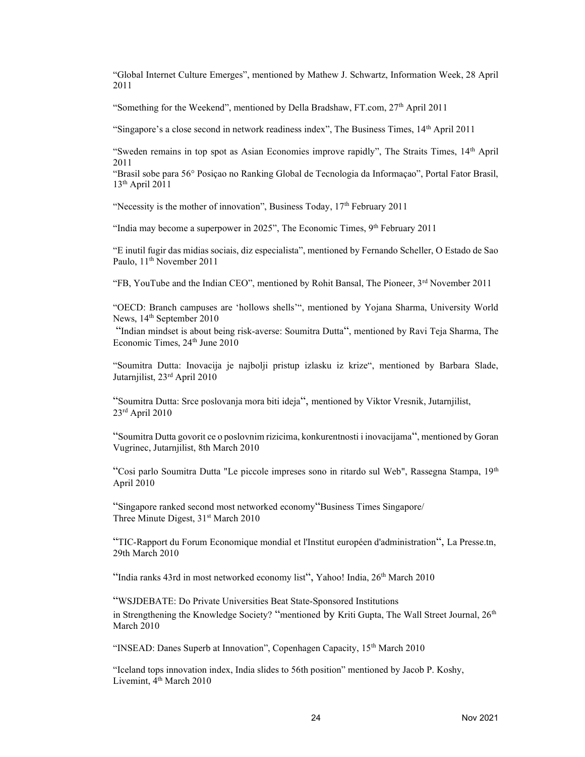"Global Internet Culture Emerges", mentioned by Mathew J. Schwartz, Information Week, 28 April 2011

"Something for the Weekend", mentioned by Della Bradshaw, FT.com, 27th April 2011

"Singapore's a close second in network readiness index", The Business Times, 14th April 2011

"Sweden remains in top spot as Asian Economies improve rapidly", The Straits Times, 14th April 2011

"Brasil sobe para 56° Posiçao no Ranking Global de Tecnologia da Informaçao", Portal Fator Brasil, 13th April 2011

"Necessity is the mother of innovation", Business Today, 17th February 2011

"India may become a superpower in 2025", The Economic Times, 9th February 2011

"E inutil fugir das midias sociais, diz especialista", mentioned by Fernando Scheller, O Estado de Sao Paulo, 11th November 2011

"FB, YouTube and the Indian CEO", mentioned by Rohit Bansal, The Pioneer, 3rd November 2011

"OECD: Branch campuses are 'hollows shells'", mentioned by Yojana Sharma, University World News, 14th September 2010

"Indian mindset is about being risk-averse: Soumitra Dutta", mentioned by Ravi Teja Sharma, The Economic Times, 24th June 2010

"Soumitra Dutta: Inovacija je najbolji pristup izlasku iz krize", mentioned by Barbara Slade, Jutarnjilist, 23rd April 2010

"Soumitra Dutta: Srce poslovanja mora biti ideja", mentioned by Viktor Vresnik, Jutarnjilist, 23rd April 2010

"Soumitra Dutta govorit ce o poslovnim rizicima, konkurentnosti i inovacijama", mentioned by Goran Vugrinec, Jutarnjilist, 8th March 2010

"Cosi parlo Soumitra Dutta "Le piccole impreses sono in ritardo sul Web", Rassegna Stampa, 19th April 2010

"Singapore ranked second most networked economy"Business Times Singapore/ Three Minute Digest, 31st March 2010

"TIC-Rapport du Forum Economique mondial et l'Institut européen d'administration", La Presse.tn, 29th March 2010

"India ranks 43rd in most networked economy list", Yahoo! India, 26th March 2010

"WSJDEBATE: Do Private Universities Beat State-Sponsored Institutions in Strengthening the Knowledge Society? "mentioned by Kriti Gupta, The Wall Street Journal, 26th March 2010

"INSEAD: Danes Superb at Innovation", Copenhagen Capacity, 15th March 2010

"Iceland tops innovation index, India slides to 56th position" mentioned by Jacob P. Koshy, Livemint, 4th March 2010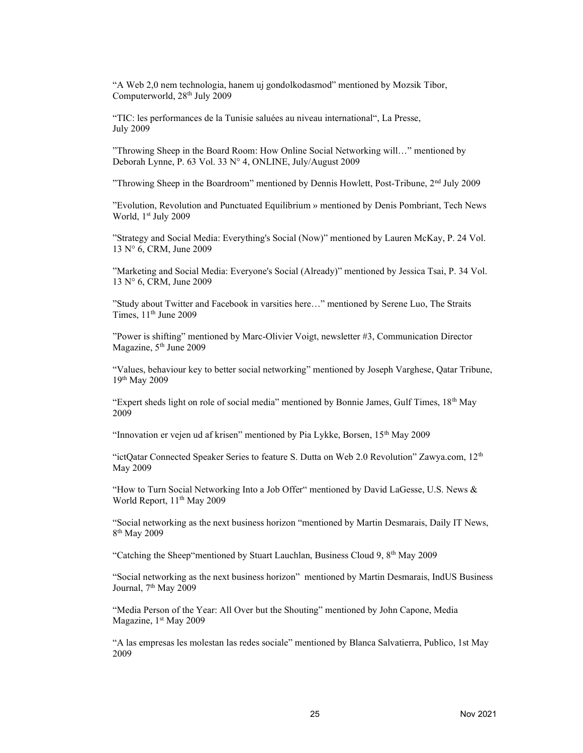"A Web 2,0 nem technologia, hanem uj gondolkodasmod" mentioned by Mozsik Tibor, Computerworld, 28th July 2009

"TIC: les performances de la Tunisie saluées au niveau international", La Presse, July 2009

"Throwing Sheep in the Board Room: How Online Social Networking will…" mentioned by Deborah Lynne, P. 63 Vol. 33 N° 4, ONLINE, July/August 2009

"Throwing Sheep in the Boardroom" mentioned by Dennis Howlett, Post-Tribune, 2nd July 2009

"Evolution, Revolution and Punctuated Equilibrium » mentioned by Denis Pombriant, Tech News World, 1st July 2009

"Strategy and Social Media: Everything's Social (Now)" mentioned by Lauren McKay, P. 24 Vol. 13 N° 6, CRM, June 2009

"Marketing and Social Media: Everyone's Social (Already)" mentioned by Jessica Tsai, P. 34 Vol. 13 N° 6, CRM, June 2009

"Study about Twitter and Facebook in varsities here…" mentioned by Serene Luo, The Straits Times, 11th June 2009

"Power is shifting" mentioned by Marc-Olivier Voigt, newsletter #3, Communication Director Magazine, 5th June 2009

"Values, behaviour key to better social networking" mentioned by Joseph Varghese, Qatar Tribune, 19th May 2009

"Expert sheds light on role of social media" mentioned by Bonnie James, Gulf Times, 18th May 2009

"Innovation er vejen ud af krisen" mentioned by Pia Lykke, Borsen, 15th May 2009

"ictQatar Connected Speaker Series to feature S. Dutta on Web 2.0 Revolution" Zawya.com, 12th May 2009

"How to Turn Social Networking Into a Job Offer" mentioned by David LaGesse, U.S. News & World Report, 11th May 2009

"Social networking as the next business horizon "mentioned by Martin Desmarais, Daily IT News, 8th May 2009

"Catching the Sheep"mentioned by Stuart Lauchlan, Business Cloud 9, 8th May 2009

"Social networking as the next business horizon" mentioned by Martin Desmarais, IndUS Business Journal, 7th May 2009

"Media Person of the Year: All Over but the Shouting" mentioned by John Capone, Media Magazine, 1st May 2009

"A las empresas les molestan las redes sociale" mentioned by Blanca Salvatierra, Publico, 1st May 2009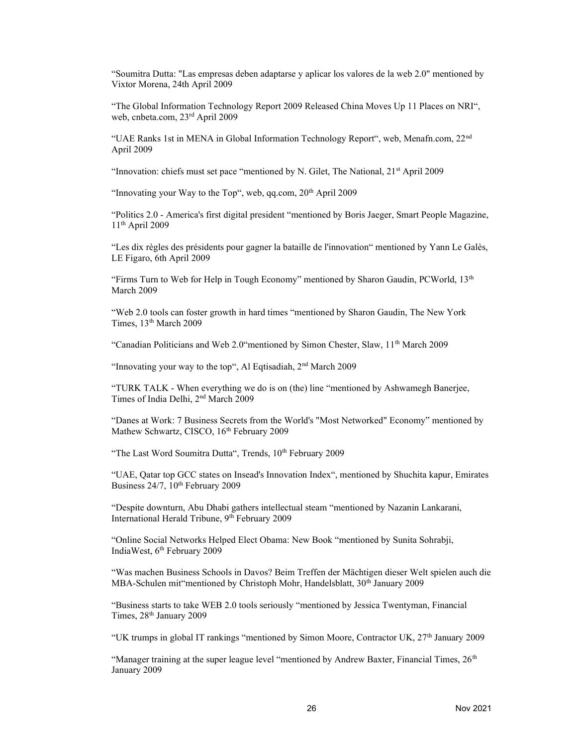“Soumitra Dutta: "Las empresas deben adaptarse y aplicar los valores de la web 2.0" mentioned by Vixtor Morena, 24th April 2009

“The Global Information Technology Report 2009 Released China Moves Up 11 Places on NRI“, web, cnbeta.com, 23rd April 2009

“UAE Ranks 1st in MENA in Global Information Technology Report“, web, Menafn.com, 22nd April 2009

“Innovation: chiefs must set pace “mentioned by N. Gilet, The National, 21st April 2009

“Innovating your Way to the Top“, web, qq.com, 20th April 2009

“Politics 2.0 - America's first digital president “mentioned by Boris Jaeger, Smart People Magazine, 11th April 2009

“Les dix règles des présidents pour gagner la bataille de l'innovation“ mentioned by Yann Le Galès, LE Figaro, 6th April 2009

“Firms Turn to Web for Help in Tough Economy” mentioned by Sharon Gaudin, PCWorld, 13th March 2009

“Web 2.0 tools can foster growth in hard times “mentioned by Sharon Gaudin, The New York Times, 13th March 2009

“Canadian Politicians and Web 2.0“mentioned by Simon Chester, Slaw, 11th March 2009

“Innovating your way to the top“, Al Eqtisadiah, 2nd March 2009

“TURK TALK - When everything we do is on (the) line “mentioned by Ashwamegh Banerjee, Times of India Delhi, 2nd March 2009

“Danes at Work: 7 Business Secrets from the World's "Most Networked" Economy” mentioned by Mathew Schwartz, CISCO, 16th February 2009

“The Last Word Soumitra Dutta“, Trends, 10th February 2009

“UAE, Qatar top GCC states on Insead's Innovation Index“, mentioned by Shuchita kapur, Emirates Business 24/7, 10th February 2009

“Despite downturn, Abu Dhabi gathers intellectual steam “mentioned by Nazanin Lankarani, International Herald Tribune, 9th February 2009

“Online Social Networks Helped Elect Obama: New Book “mentioned by Sunita Sohrabji, IndiaWest, 6th February 2009

“Was machen Business Schools in Davos? Beim Treffen der Mächtigen dieser Welt spielen auch die MBA-Schulen mit“mentioned by Christoph Mohr, Handelsblatt, 30th January 2009

“Business starts to take WEB 2.0 tools seriously “mentioned by Jessica Twentyman, Financial Times, 28th January 2009

“UK trumps in global IT rankings “mentioned by Simon Moore, Contractor UK, 27th January 2009

“Manager training at the super league level “mentioned by Andrew Baxter, Financial Times, 26th January 2009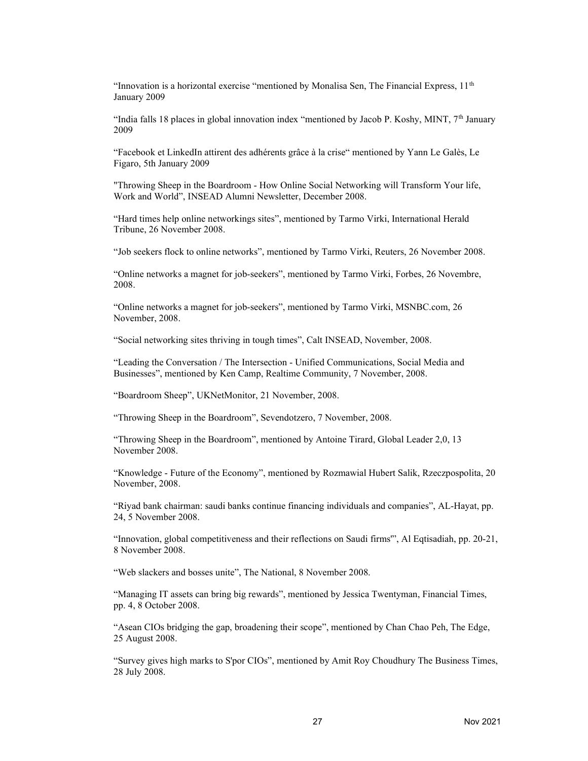“Innovation is a horizontal exercise “mentioned by Monalisa Sen, The Financial Express, 11th January 2009

“India falls 18 places in global innovation index “mentioned by Jacob P. Koshy, MINT, 7th January 2009

“Facebook et LinkedIn attirent des adhérents grâce à la crise“ mentioned by Yann Le Galès, Le Figaro, 5th January 2009

"Throwing Sheep in the Boardroom - How Online Social Networking will Transform Your life, Work and World”, INSEAD Alumni Newsletter, December 2008.

“Hard times help online networkings sites”, mentioned by Tarmo Virki, International Herald Tribune, 26 November 2008.

“Job seekers flock to online networks”, mentioned by Tarmo Virki, Reuters, 26 November 2008.

“Online networks a magnet for job-seekers”, mentioned by Tarmo Virki, Forbes, 26 Novembre, 2008.

“Online networks a magnet for job-seekers”, mentioned by Tarmo Virki, MSNBC.com, 26 November, 2008.

“Social networking sites thriving in tough times”, Calt INSEAD, November, 2008.

“Leading the Conversation / The Intersection - Unified Communications, Social Media and Businesses”, mentioned by Ken Camp, Realtime Community, 7 November, 2008.

“Boardroom Sheep”, UKNetMonitor, 21 November, 2008.

“Throwing Sheep in the Boardroom”, Sevendotzero, 7 November, 2008.

“Throwing Sheep in the Boardroom”, mentioned by Antoine Tirard, Global Leader 2,0, 13 November 2008.

“Knowledge - Future of the Economy”, mentioned by Rozmawial Hubert Salik, Rzeczpospolita, 20 November, 2008.

“Riyad bank chairman: saudi banks continue financing individuals and companies”, AL-Hayat, pp. 24, 5 November 2008.

“Innovation, global competitiveness and their reflections on Saudi firms"”, Al Eqtisadiah, pp. 20-21, 8 November 2008.

“Web slackers and bosses unite”, The National, 8 November 2008.

“Managing IT assets can bring big rewards”, mentioned by Jessica Twentyman, Financial Times, pp. 4, 8 October 2008.

“Asean CIOs bridging the gap, broadening their scope”, mentioned by Chan Chao Peh, The Edge, 25 August 2008.

“Survey gives high marks to S'por CIOs”, mentioned by Amit Roy Choudhury The Business Times, 28 July 2008.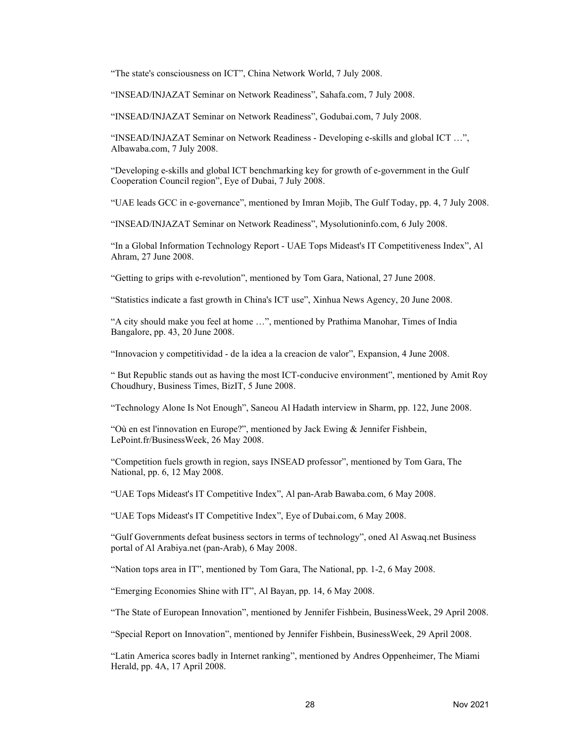“The state's consciousness on ICT”, China Network World, 7 July 2008.

“INSEAD/INJAZAT Seminar on Network Readiness”, Sahafa.com, 7 July 2008.

“INSEAD/INJAZAT Seminar on Network Readiness”, Godubai.com, 7 July 2008.

“INSEAD/INJAZAT Seminar on Network Readiness - Developing e-skills and global ICT …”, Albawaba.com, 7 July 2008.

“Developing e-skills and global ICT benchmarking key for growth of e-government in the Gulf Cooperation Council region”, Eye of Dubai, 7 July 2008.

“UAE leads GCC in e-governance”, mentioned by Imran Mojib, The Gulf Today, pp. 4, 7 July 2008.

“INSEAD/INJAZAT Seminar on Network Readiness”, Mysolutioninfo.com, 6 July 2008.

“In a Global Information Technology Report - UAE Tops Mideast's IT Competitiveness Index”, Al Ahram, 27 June 2008.

“Getting to grips with e-revolution”, mentioned by Tom Gara, National, 27 June 2008.

“Statistics indicate a fast growth in China's ICT use”, Xinhua News Agency, 20 June 2008.

“A city should make you feel at home …”, mentioned by Prathima Manohar, Times of India Bangalore, pp. 43, 20 June 2008.

“Innovacion y competitividad - de la idea a la creacion de valor”, Expansion, 4 June 2008.

“ But Republic stands out as having the most ICT-conducive environment”, mentioned by Amit Roy Choudhury, Business Times, BizIT, 5 June 2008.

“Technology Alone Is Not Enough”, Saneou Al Hadath interview in Sharm, pp. 122, June 2008.

“Où en est l'innovation en Europe?”, mentioned by Jack Ewing & Jennifer Fishbein, LePoint.fr/BusinessWeek, 26 May 2008.

“Competition fuels growth in region, says INSEAD professor”, mentioned by Tom Gara, The National, pp. 6, 12 May 2008.

“UAE Tops Mideast's IT Competitive Index”, Al pan-Arab Bawaba.com, 6 May 2008.

“UAE Tops Mideast's IT Competitive Index”, Eye of Dubai.com, 6 May 2008.

“Gulf Governments defeat business sectors in terms of technology”, oned Al Aswaq.net Business portal of Al Arabiya.net (pan-Arab), 6 May 2008.

“Nation tops area in IT”, mentioned by Tom Gara, The National, pp. 1-2, 6 May 2008.

“Emerging Economies Shine with IT”, Al Bayan, pp. 14, 6 May 2008.

“The State of European Innovation”, mentioned by Jennifer Fishbein, BusinessWeek, 29 April 2008.

“Special Report on Innovation”, mentioned by Jennifer Fishbein, BusinessWeek, 29 April 2008.

“Latin America scores badly in Internet ranking”, mentioned by Andres Oppenheimer, The Miami Herald, pp. 4A, 17 April 2008.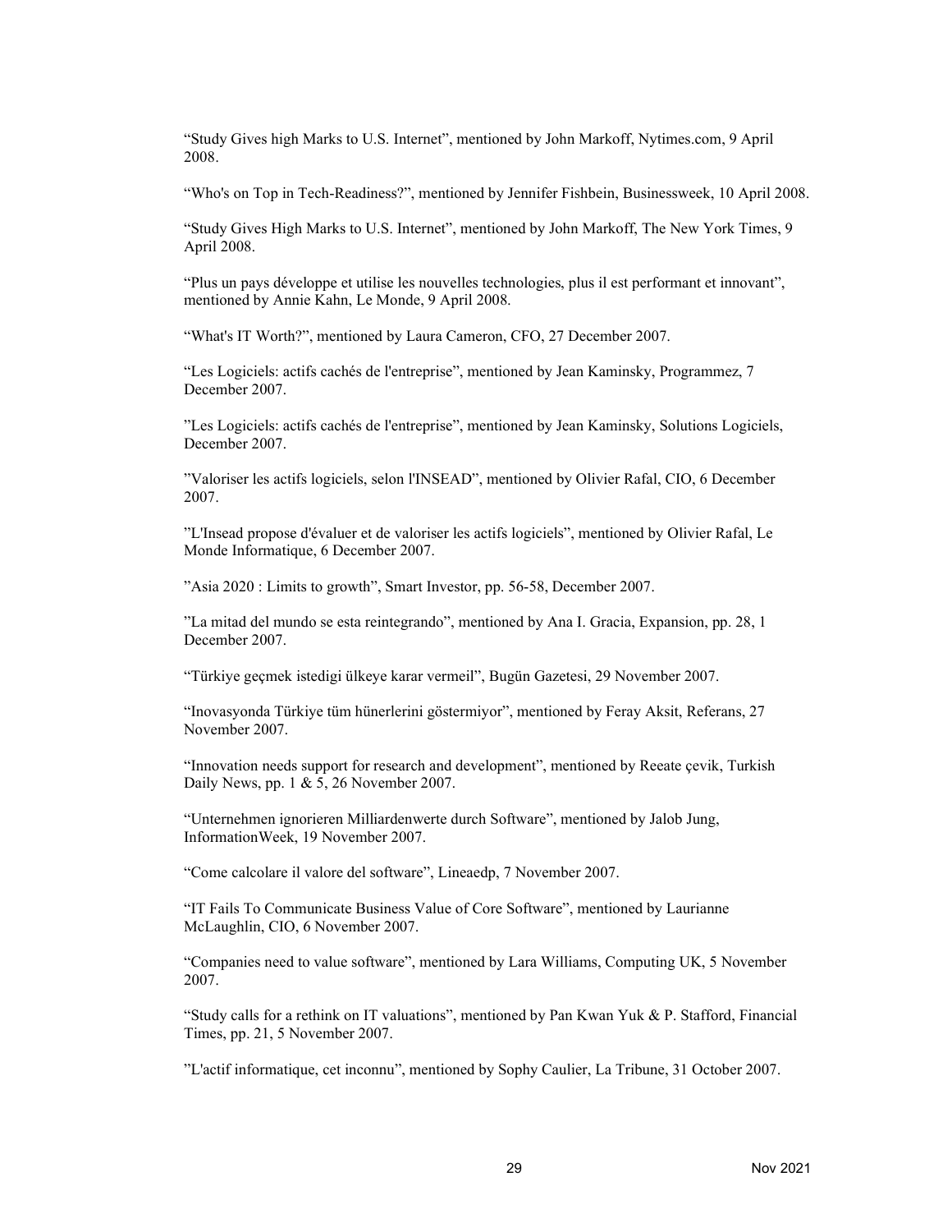“Study Gives high Marks to U.S. Internet”, mentioned by John Markoff, Nytimes.com, 9 April 2008.

“Who's on Top in Tech-Readiness?”, mentioned by Jennifer Fishbein, Businessweek, 10 April 2008.

“Study Gives High Marks to U.S. Internet”, mentioned by John Markoff, The New York Times, 9 April 2008.

“Plus un pays développe et utilise les nouvelles technologies, plus il est performant et innovant”, mentioned by Annie Kahn, Le Monde, 9 April 2008.

“What's IT Worth?”, mentioned by Laura Cameron, CFO, 27 December 2007.

“Les Logiciels: actifs cachés de l'entreprise”, mentioned by Jean Kaminsky, Programmez, 7 December 2007.

”Les Logiciels: actifs cachés de l'entreprise”, mentioned by Jean Kaminsky, Solutions Logiciels, December 2007.

”Valoriser les actifs logiciels, selon l'INSEAD”, mentioned by Olivier Rafal, CIO, 6 December 2007.

”L'Insead propose d'évaluer et de valoriser les actifs logiciels”, mentioned by Olivier Rafal, Le Monde Informatique, 6 December 2007.

”Asia 2020 : Limits to growth”, Smart Investor, pp. 56-58, December 2007.

”La mitad del mundo se esta reintegrando”, mentioned by Ana I. Gracia, Expansion, pp. 28, 1 December 2007.

“Türkiye geçmek istedigi ülkeye karar vermeil”, Bugün Gazetesi, 29 November 2007.

“Inovasyonda Türkiye tüm hünerlerini göstermiyor”, mentioned by Feray Aksit, Referans, 27 November 2007.

“Innovation needs support for research and development”, mentioned by Reeate çevik, Turkish Daily News, pp. 1 & 5, 26 November 2007.

“Unternehmen ignorieren Milliardenwerte durch Software”, mentioned by Jalob Jung, InformationWeek, 19 November 2007.

“Come calcolare il valore del software”, Lineaedp, 7 November 2007.

“IT Fails To Communicate Business Value of Core Software”, mentioned by Laurianne McLaughlin, CIO, 6 November 2007.

“Companies need to value software”, mentioned by Lara Williams, Computing UK, 5 November 2007.

“Study calls for a rethink on IT valuations”, mentioned by Pan Kwan Yuk & P. Stafford, Financial Times, pp. 21, 5 November 2007.

”L'actif informatique, cet inconnu”, mentioned by Sophy Caulier, La Tribune, 31 October 2007.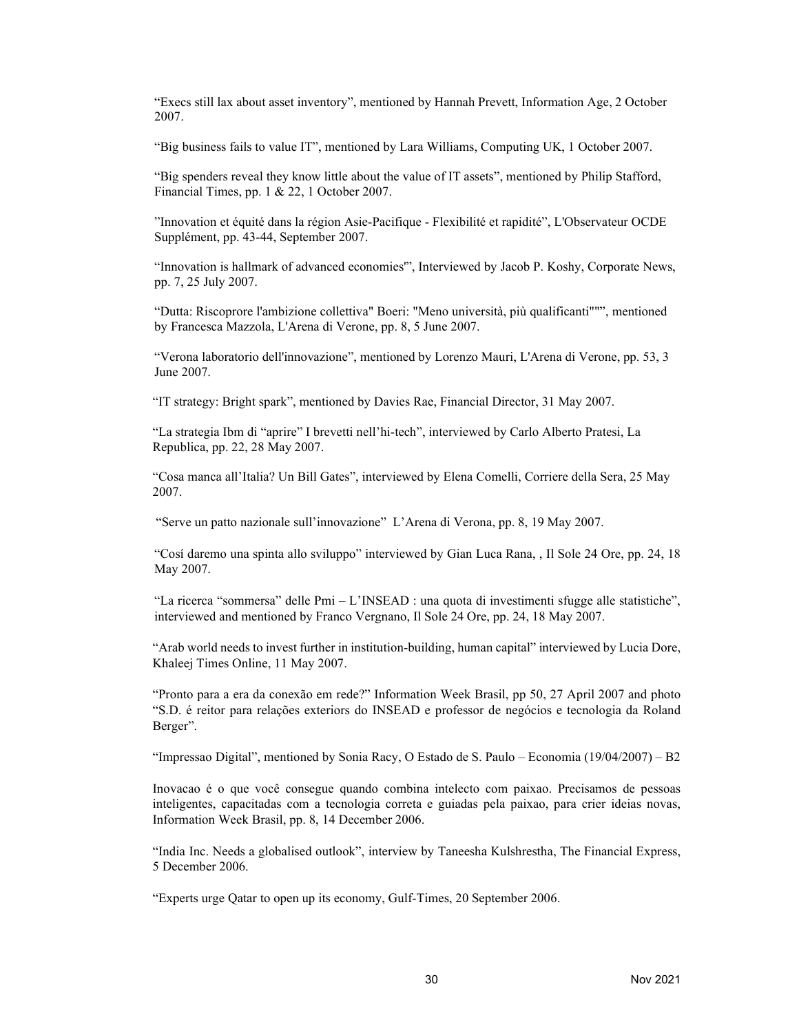“Execs still lax about asset inventory”, mentioned by Hannah Prevett, Information Age, 2 October 2007.

“Big business fails to value IT”, mentioned by Lara Williams, Computing UK, 1 October 2007.

“Big spenders reveal they know little about the value of IT assets”, mentioned by Philip Stafford, Financial Times, pp. 1 & 22, 1 October 2007.

”Innovation et équité dans la région Asie-Pacifique - Flexibilité et rapidité”, L'Observateur OCDE Supplément, pp. 43-44, September 2007.

“Innovation is hallmark of advanced economies'”, Interviewed by Jacob P. Koshy, Corporate News, pp. 7, 25 July 2007.

“Dutta: Riscoprore l'ambizione collettiva" Boeri: "Meno università, più qualificanti"'”, mentioned by Francesca Mazzola, L'Arena di Verone, pp. 8, 5 June 2007.

“Verona laboratorio dell'innovazione”, mentioned by Lorenzo Mauri, L'Arena di Verone, pp. 53, 3 June 2007.

“IT strategy: Bright spark”, mentioned by Davies Rae, Financial Director, 31 May 2007.

“La strategia Ibm di “aprire” I brevetti nell’hi-tech”, interviewed by Carlo Alberto Pratesi, La Republica, pp. 22, 28 May 2007.

“Cosa manca all’Italia? Un Bill Gates”, interviewed by Elena Comelli, Corriere della Sera, 25 May 2007.

“Serve un patto nazionale sull’innovazione” L’Arena di Verona, pp. 8, 19 May 2007.

“Cosí daremo una spinta allo sviluppo” interviewed by Gian Luca Rana, , Il Sole 24 Ore, pp. 24, 18 May 2007.

“La ricerca “sommersa” delle Pmi – L’INSEAD : una quota di investimenti sfugge alle statistiche”, interviewed and mentioned by Franco Vergnano, Il Sole 24 Ore, pp. 24, 18 May 2007.

“Arab world needs to invest further in institution-building, human capital” interviewed by Lucia Dore, Khaleej Times Online, 11 May 2007.

“Pronto para a era da conexão em rede?” Information Week Brasil, pp 50, 27 April 2007 and photo “S.D. é reitor para relações exteriors do INSEAD e professor de negócios e tecnologia da Roland Berger”.

“Impressao Digital”, mentioned by Sonia Racy, O Estado de S. Paulo – Economia (19/04/2007) – B2

Inovacao é o que você consegue quando combina intelecto com paixao. Precisamos de pessoas inteligentes, capacitadas com a tecnologia correta e guiadas pela paixao, para crier ideias novas, Information Week Brasil, pp. 8, 14 December 2006.

“India Inc. Needs a globalised outlook”, interview by Taneesha Kulshrestha, The Financial Express, 5 December 2006.

“Experts urge Qatar to open up its economy, Gulf-Times, 20 September 2006.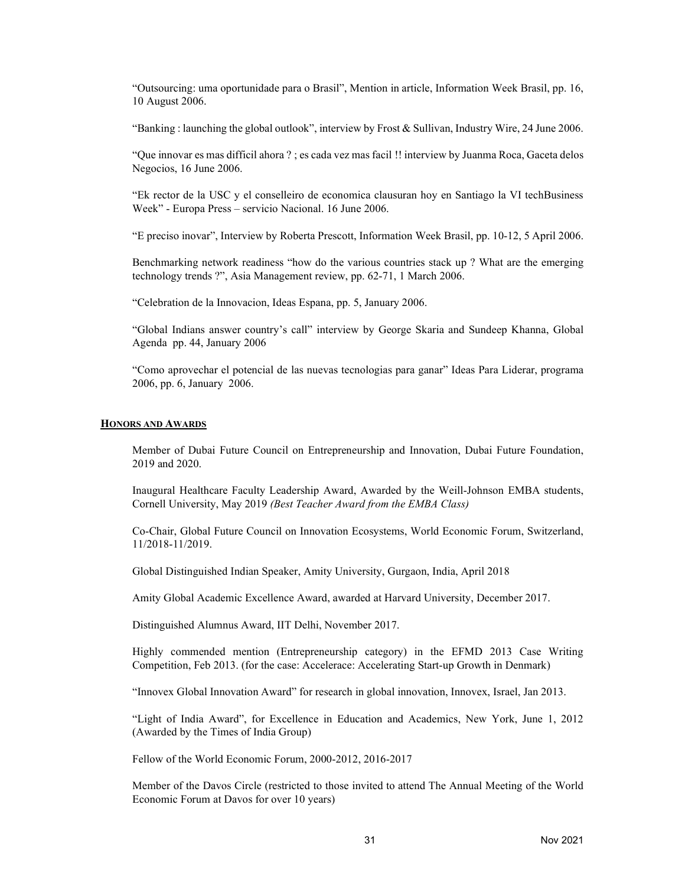"Outsourcing: uma oportunidade para o Brasil", Mention in article, Information Week Brasil, pp. 16, 10 August 2006.

"Banking : launching the global outlook", interview by Frost & Sullivan, Industry Wire, 24 June 2006.

"Que innovar es mas difficil ahora ? ; es cada vez mas facil !! interview by Juanma Roca, Gaceta delos Negocios, 16 June 2006.

"Ek rector de la USC y el conselleiro de economica clausuran hoy en Santiago la VI techBusiness Week" - Europa Press – servicio Nacional. 16 June 2006.

"E preciso inovar", Interview by Roberta Prescott, Information Week Brasil, pp. 10-12, 5 April 2006.

Benchmarking network readiness "how do the various countries stack up ? What are the emerging technology trends ?", Asia Management review, pp. 62-71, 1 March 2006.

"Celebration de la Innovacion, Ideas Espana, pp. 5, January 2006.

"Global Indians answer country's call" interview by George Skaria and Sundeep Khanna, Global Agenda pp. 44, January 2006

"Como aprovechar el potencial de las nuevas tecnologias para ganar" Ideas Para Liderar, programa 2006, pp. 6, January 2006.

## HONORS AND AWARDS

Member of Dubai Future Council on Entrepreneurship and Innovation, Dubai Future Foundation, 2019 and 2020.

Inaugural Healthcare Faculty Leadership Award, Awarded by the Weill-Johnson EMBA students, Cornell University, May 2019 *(Best Teacher Award from the EMBA Class)*

Co-Chair, Global Future Council on Innovation Ecosystems, World Economic Forum, Switzerland, 11/2018-11/2019.

Global Distinguished Indian Speaker, Amity University, Gurgaon, India, April 2018

Amity Global Academic Excellence Award, awarded at Harvard University, December 2017.

Distinguished Alumnus Award, IIT Delhi, November 2017.

Highly commended mention (Entrepreneurship category) in the EFMD 2013 Case Writing Competition, Feb 2013. (for the case: Accelerace: Accelerating Start-up Growth in Denmark)

"Innovex Global Innovation Award" for research in global innovation, Innovex, Israel, Jan 2013.

"Light of India Award", for Excellence in Education and Academics, New York, June 1, 2012 (Awarded by the Times of India Group)

Fellow of the World Economic Forum, 2000-2012, 2016-2017

Member of the Davos Circle (restricted to those invited to attend The Annual Meeting of the World Economic Forum at Davos for over 10 years)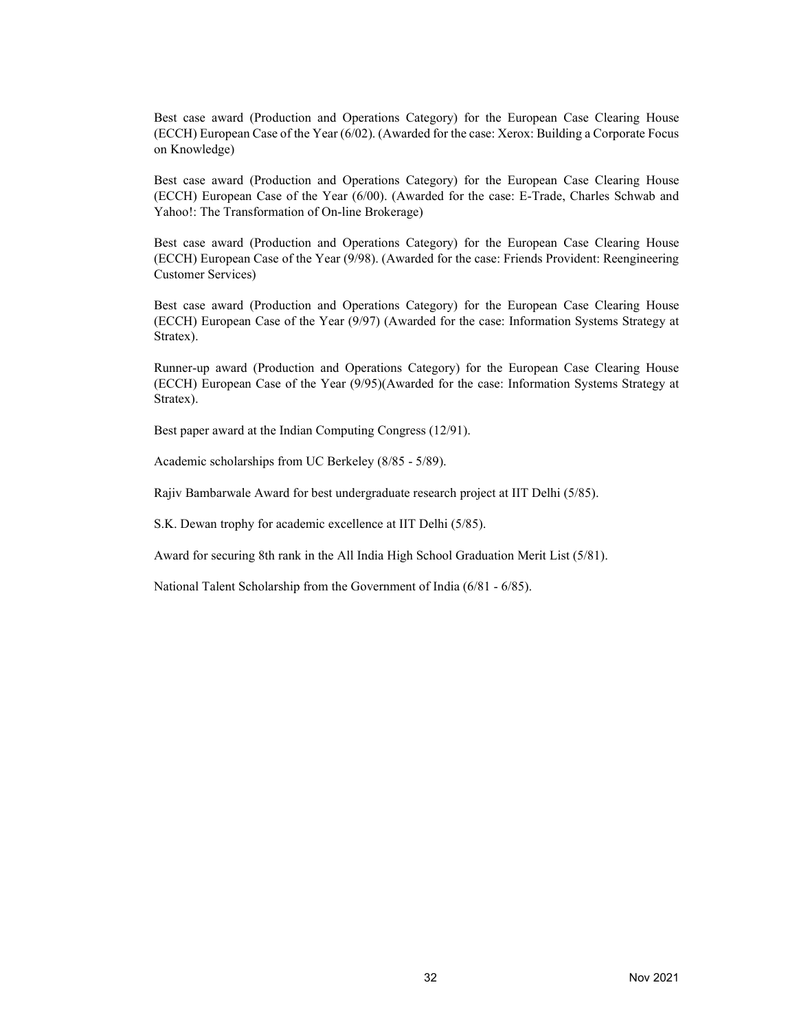Best case award (Production and Operations Category) for the European Case Clearing House (ECCH) European Case of the Year (6/02). (Awarded for the case: Xerox: Building a Corporate Focus on Knowledge)

Best case award (Production and Operations Category) for the European Case Clearing House (ECCH) European Case of the Year (6/00). (Awarded for the case: E-Trade, Charles Schwab and Yahoo!: The Transformation of On-line Brokerage)

Best case award (Production and Operations Category) for the European Case Clearing House (ECCH) European Case of the Year (9/98). (Awarded for the case: Friends Provident: Reengineering Customer Services)

Best case award (Production and Operations Category) for the European Case Clearing House (ECCH) European Case of the Year (9/97) (Awarded for the case: Information Systems Strategy at Stratex).

Runner-up award (Production and Operations Category) for the European Case Clearing House (ECCH) European Case of the Year (9/95)(Awarded for the case: Information Systems Strategy at Stratex).

Best paper award at the Indian Computing Congress (12/91).

Academic scholarships from UC Berkeley (8/85 - 5/89).

Rajiv Bambarwale Award for best undergraduate research project at IIT Delhi (5/85).

S.K. Dewan trophy for academic excellence at IIT Delhi (5/85).

Award for securing 8th rank in the All India High School Graduation Merit List (5/81).

National Talent Scholarship from the Government of India (6/81 - 6/85).